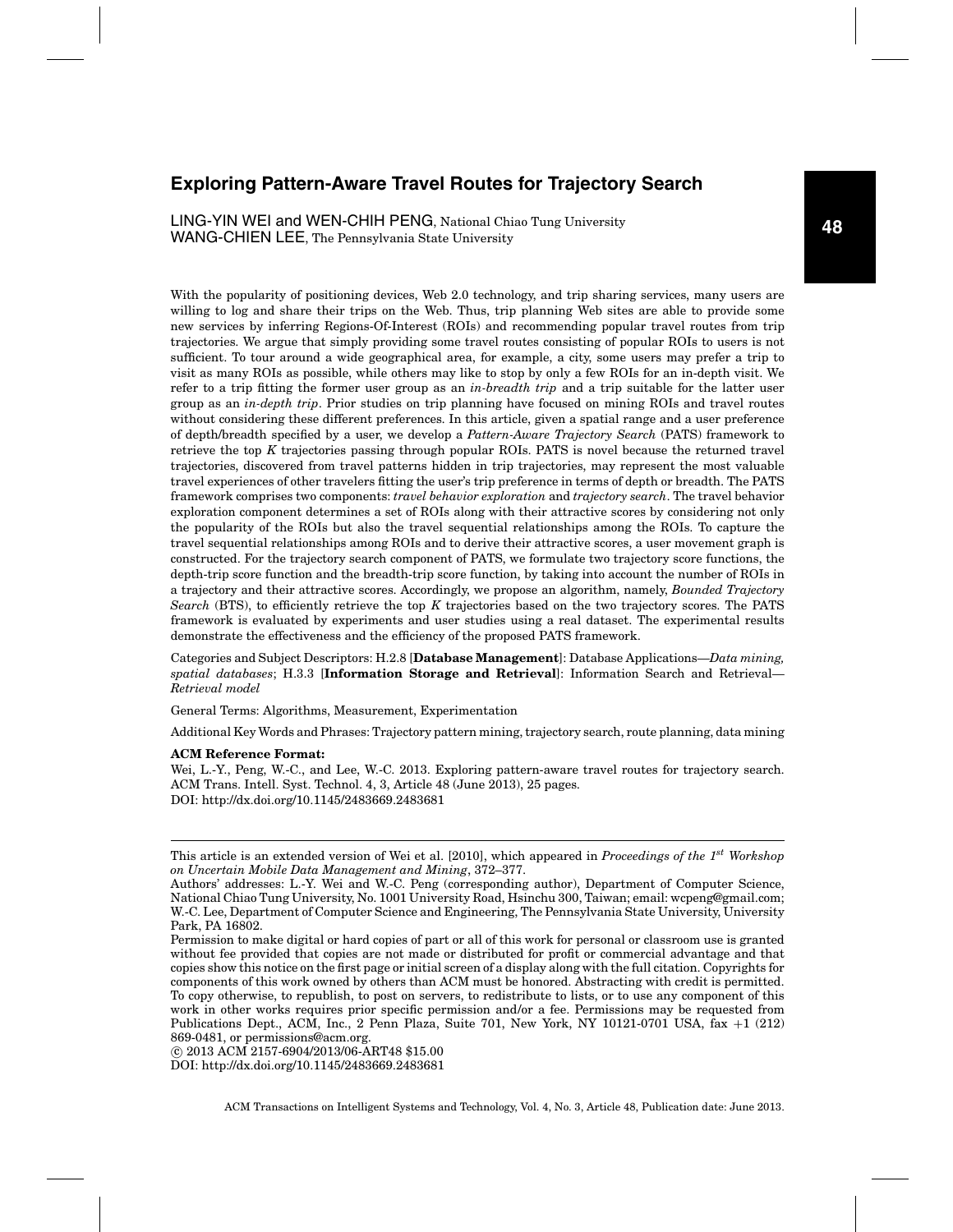# Exploring Pattern-Aware Travel Routes for Trajectory Search

LING-YIN WEI and WEN-CHIH PENG, National Chiao Tung University
WANG-CHIEN LEE, The Pennsylvania State University

With the popularity of positioning devices, Web 2.0 technology, and trip sharing services, many users are willing to log and share their trips on the Web. Thus, trip planning Web sites are able to provide some new services by inferring Regions-Of-Interest (ROIs) and recommending popular travel routes from trip trajectories. We argue that simply providing some travel routes consisting of popular ROIs to users is not sufficient. To tour around a wide geographical area, for example, a city, some users may prefer a trip to visit as many ROIs as possible, while others may like to stop by only a few ROIs for an in-depth visit. We refer to a trip fitting the former user group as an *in-breadth trip* and a trip suitable for the latter user group as an *in-depth trip*. Prior studies on trip planning have focused on mining ROIs and travel routes without considering these different preferences. In this article, given a spatial range and a user preference of depth/breadth specified by a user, we develop a *Pattern-Aware Trajectory Search* (PATS) framework to retrieve the top *K* trajectories passing through popular ROIs. PATS is novel because the returned travel trajectories, discovered from travel patterns hidden in trip trajectories, may represent the most valuable travel experiences of other travelers fitting the user's trip preference in terms of depth or breadth. The PATS framework comprises two components: *travel behavior exploration* and *trajectory search*. The travel behavior exploration component determines a set of ROIs along with their attractive scores by considering not only the popularity of the ROIs but also the travel sequential relationships among the ROIs. To capture the travel sequential relationships among ROIs and to derive their attractive scores, a user movement graph is constructed. For the trajectory search component of PATS, we formulate two trajectory score functions, the depth-trip score function and the breadth-trip score function, by taking into account the number of ROIs in a trajectory and their attractive scores. Accordingly, we propose an algorithm, namely, *Bounded Trajectory Search* (BTS), to efficiently retrieve the top *K* trajectories based on the two trajectory scores. The PATS framework is evaluated by experiments and user studies using a real dataset. The experimental results demonstrate the effectiveness and the efficiency of the proposed PATS framework.

Categories and Subject Descriptors: H.2.8 [**Database Management**]: Database Applications—*Data mining, spatial databases*; H.3.3 [**Information Storage and Retrieval**]: Information Search and Retrieval—*Retrieval model*

General Terms: Algorithms, Measurement, Experimentation

Additional Key Words and Phrases: Trajectory pattern mining, trajectory search, route planning, data mining

**ACM Reference Format:**
Wei, L.-Y., Peng, W.-C., and Lee, W.-C. 2013. Exploring pattern-aware travel routes for trajectory search. ACM Trans. Intell. Syst. Technol. 4, 3, Article 48 (June 2013), 25 pages.
DOI: http://dx.doi.org/10.1145/2483669.2483681

---

This article is an extended version of Wei et al. [2010], which appeared in *Proceedings of the 1st Workshop on Uncertain Mobile Data Management and Mining*, 372–377.

Authors' addresses: L.-Y. Wei and W.-C. Peng (corresponding author), Department of Computer Science, National Chiao Tung University, No. 1001 University Road, Hsinchu 300, Taiwan; email: wcpeng@gmail.com; W.-C. Lee, Department of Computer Science and Engineering, The Pennsylvania State University, University Park, PA 16802.

Permission to make digital or hard copies of part or all of this work for personal or classroom use is granted without fee provided that copies are not made or distributed for profit or commercial advantage and that copies show this notice on the first page or initial screen of a display along with the full citation. Copyrights for components of this work owned by others than ACM must be honored. Abstracting with credit is permitted. To copy otherwise, to republish, to post on servers, to redistribute to lists, or to use any component of this work in other works requires prior specific permission and/or a fee. Permissions may be requested from Publications Dept., ACM, Inc., 2 Penn Plaza, Suite 701, New York, NY 10121-0701 USA, fax +1 (212) 869-0481, or permissions@acm.org.

© 2013 ACM 2157-6904/2013/06-ART48 $15.00
DOI: http://dx.doi.org/10.1145/2483669.2483681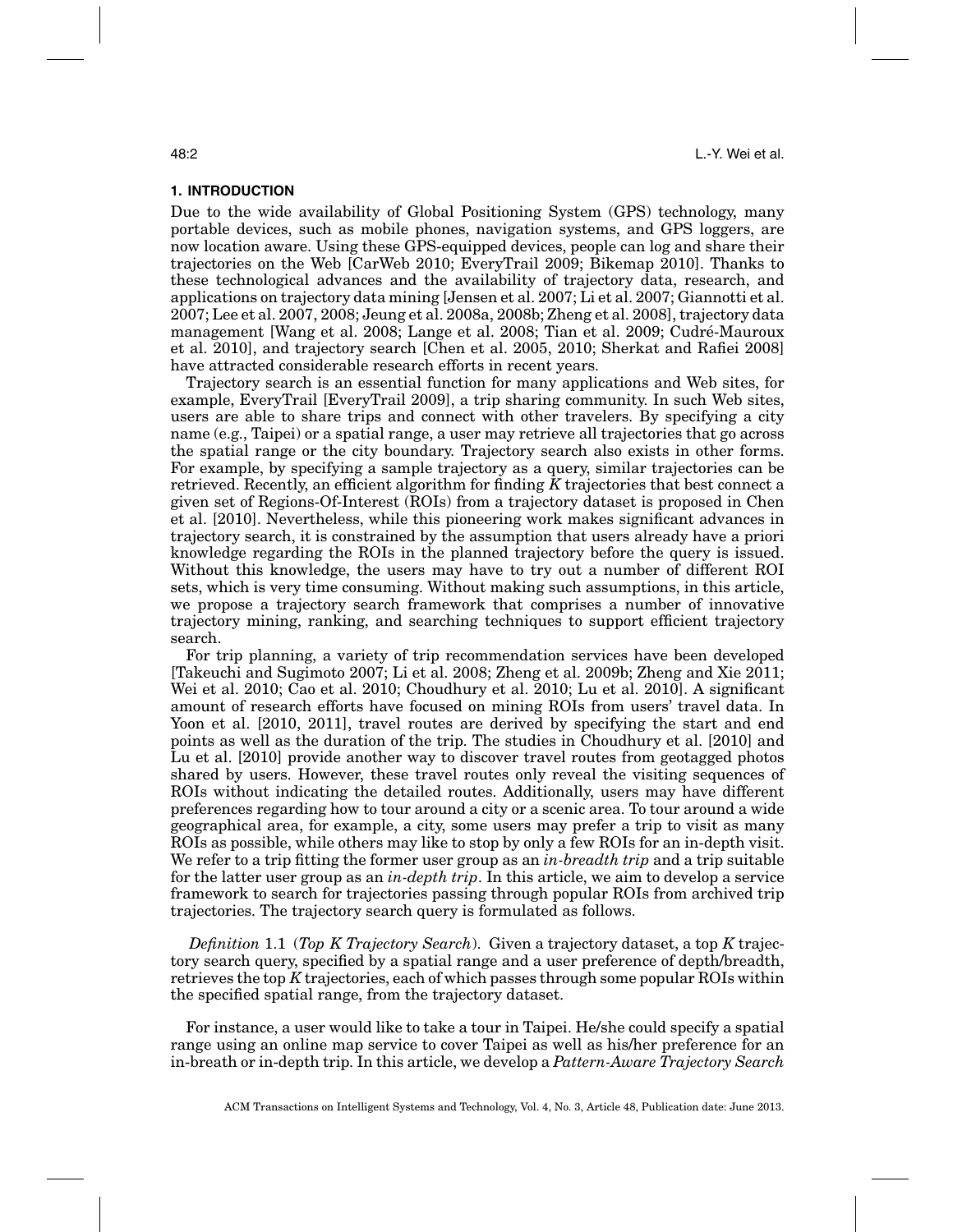## 1. INTRODUCTION

Due to the wide availability of Global Positioning System (GPS) technology, many portable devices, such as mobile phones, navigation systems, and GPS loggers, are now location aware. Using these GPS-equipped devices, people can log and share their trajectories on the Web [CarWeb 2010; EveryTrail 2009; Bikemap 2010]. Thanks to these technological advances and the availability of trajectory data, research, and applications on trajectory data mining [Jensen et al. 2007; Li et al. 2007; Giannotti et al. 2007; Lee et al. 2007, 2008; Jeung et al. 2008a, 2008b; Zheng et al. 2008], trajectory data management [Wang et al. 2008; Lange et al. 2008; Tian et al. 2009; Cudré-Mauroux et al. 2010], and trajectory search [Chen et al. 2005, 2010; Sherkat and Rafiei 2008] have attracted considerable research efforts in recent years.

Trajectory search is an essential function for many applications and Web sites, for example, EveryTrail [EveryTrail 2009], a trip sharing community. In such Web sites, users are able to share trips and connect with other travelers. By specifying a city name (e.g., Taipei) or a spatial range, a user may retrieve all trajectories that go across the spatial range or the city boundary. Trajectory search also exists in other forms. For example, by specifying a sample trajectory as a query, similar trajectories can be retrieved. Recently, an efficient algorithm for finding $K$ trajectories that best connect a given set of Regions-Of-Interest (ROIs) from a trajectory dataset is proposed in Chen et al. [2010]. Nevertheless, while this pioneering work makes significant advances in trajectory search, it is constrained by the assumption that users already have a priori knowledge regarding the ROIs in the planned trajectory before the query is issued. Without this knowledge, the users may have to try out a number of different ROI sets, which is very time consuming. Without making such assumptions, in this article, we propose a trajectory search framework that comprises a number of innovative trajectory mining, ranking, and searching techniques to support efficient trajectory search.

For trip planning, a variety of trip recommendation services have been developed [Takeuchi and Sugimoto 2007; Li et al. 2008; Zheng et al. 2009b; Zheng and Xie 2011; Wei et al. 2010; Cao et al. 2010; Choudhury et al. 2010; Lu et al. 2010]. A significant amount of research efforts have focused on mining ROIs from users' travel data. In Yoon et al. [2010, 2011], travel routes are derived by specifying the start and end points as well as the duration of the trip. The studies in Choudhury et al. [2010] and Lu et al. [2010] provide another way to discover travel routes from geotagged photos shared by users. However, these travel routes only reveal the visiting sequences of ROIs without indicating the detailed routes. Additionally, users may have different preferences regarding how to tour around a city or a scenic area. To tour around a wide geographical area, for example, a city, some users may prefer a trip to visit as many ROIs as possible, while others may like to stop by only a few ROIs for an in-depth visit. We refer to a trip fitting the former user group as an *in-breadth trip* and a trip suitable for the latter user group as an *in-depth trip*. In this article, we aim to develop a service framework to search for trajectories passing through popular ROIs from archived trip trajectories. The trajectory search query is formulated as follows.

*Definition* 1.1 (*Top K Trajectory Search*). Given a trajectory dataset, a top $K$ trajectory search query, specified by a spatial range and a user preference of depth/breadth, retrieves the top $K$ trajectories, each of which passes through some popular ROIs within the specified spatial range, from the trajectory dataset.

For instance, a user would like to take a tour in Taipei. He/she could specify a spatial range using an online map service to cover Taipei as well as his/her preference for an in-breath or in-depth trip. In this article, we develop a *Pattern-Aware Trajectory Search*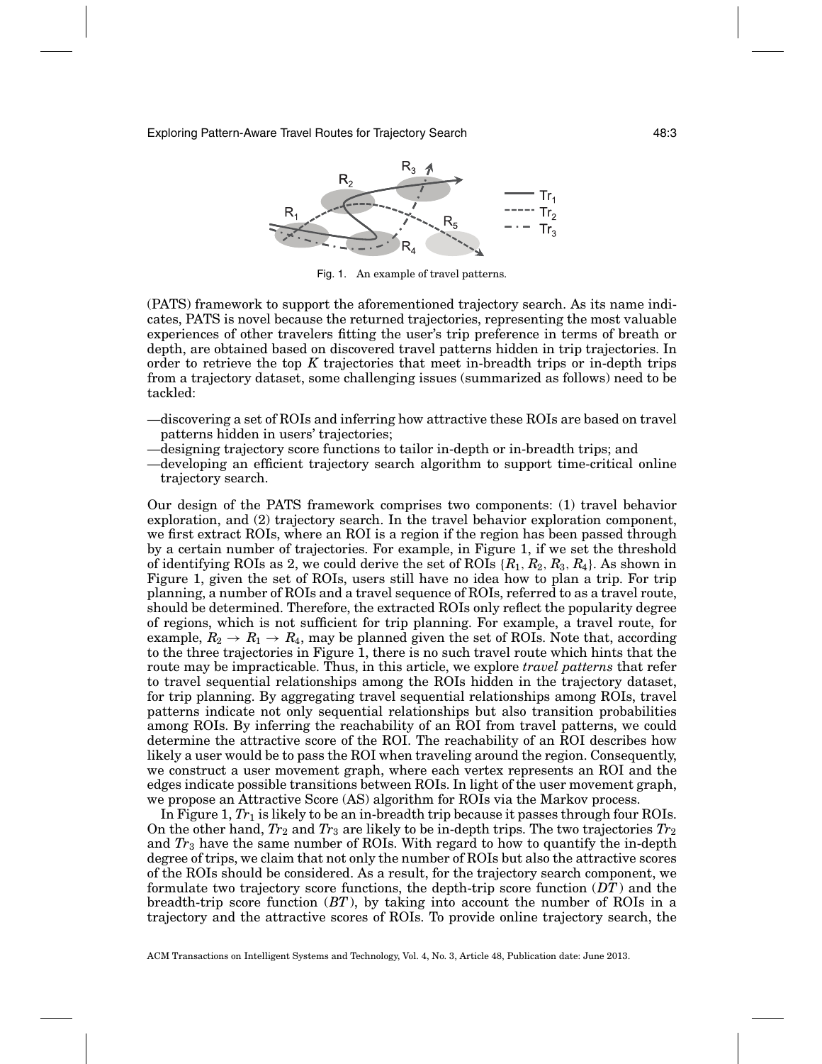Fig. 1. An example of travel patterns.

(PATS) framework to support the aforementioned trajectory search. As its name indicates, PATS is novel because the returned trajectories, representing the most valuable experiences of other travelers fitting the user's trip preference in terms of breath or depth, are obtained based on discovered travel patterns hidden in trip trajectories. In order to retrieve the top $K$ trajectories that meet in-breadth trips or in-depth trips from a trajectory dataset, some challenging issues (summarized as follows) need to be tackled:

—discovering a set of ROIs and inferring how attractive these ROIs are based on travel patterns hidden in users' trajectories;
—designing trajectory score functions to tailor in-depth or in-breadth trips; and
—developing an efficient trajectory search algorithm to support time-critical online trajectory search.

Our design of the PATS framework comprises two components: (1) travel behavior exploration, and (2) trajectory search. In the travel behavior exploration component, we first extract ROIs, where an ROI is a region if the region has been passed through by a certain number of trajectories. For example, in Figure 1, if we set the threshold of identifying ROIs as 2, we could derive the set of ROIs $\{R_1, R_2, R_3, R_4\}$. As shown in Figure 1, given the set of ROIs, users still have no idea how to plan a trip. For trip planning, a number of ROIs and a travel sequence of ROIs, referred to as a travel route, should be determined. Therefore, the extracted ROIs only reflect the popularity degree of regions, which is not sufficient for trip planning. For example, a travel route, for example, $R_2 \rightarrow R_1 \rightarrow R_4$, may be planned given the set of ROIs. Note that, according to the three trajectories in Figure 1, there is no such travel route which hints that the route may be impracticable. Thus, in this article, we explore *travel patterns* that refer to travel sequential relationships among the ROIs hidden in the trajectory dataset, for trip planning. By aggregating travel sequential relationships among ROIs, travel patterns indicate not only sequential relationships but also transition probabilities among ROIs. By inferring the reachability of an ROI from travel patterns, we could determine the attractive score of the ROI. The reachability of an ROI describes how likely a user would be to pass the ROI when traveling around the region. Consequently, we construct a user movement graph, where each vertex represents an ROI and the edges indicate possible transitions between ROIs. In light of the user movement graph, we propose an Attractive Score (AS) algorithm for ROIs via the Markov process.

In Figure 1, $Tr_1$ is likely to be an in-breadth trip because it passes through four ROIs. On the other hand, $Tr_2$ and $Tr_3$ are likely to be in-depth trips. The two trajectories $Tr_2$ and $Tr_3$ have the same number of ROIs. With regard to how to quantify the in-depth degree of trips, we claim that not only the number of ROIs but also the attractive scores of the ROIs should be considered. As a result, for the trajectory search component, we formulate two trajectory score functions, the depth-trip score function ($DT$) and the breadth-trip score function ($BT$), by taking into account the number of ROIs in a trajectory and the attractive scores of ROIs. To provide online trajectory search, the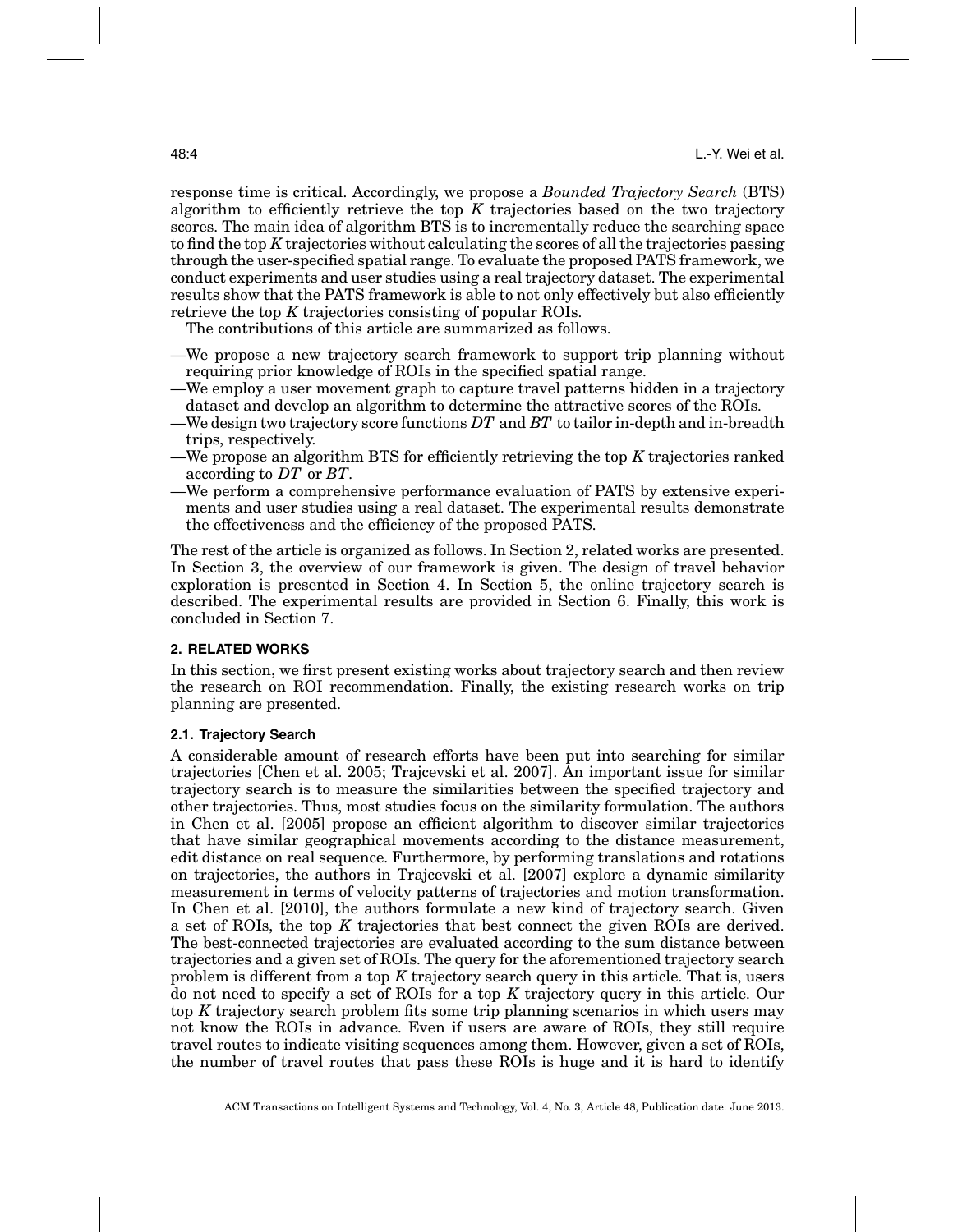response time is critical. Accordingly, we propose a *Bounded Trajectory Search* (BTS) algorithm to efficiently retrieve the top $K$ trajectories based on the two trajectory scores. The main idea of algorithm BTS is to incrementally reduce the searching space to find the top $K$ trajectories without calculating the scores of all the trajectories passing through the user-specified spatial range. To evaluate the proposed PATS framework, we conduct experiments and user studies using a real trajectory dataset. The experimental results show that the PATS framework is able to not only effectively but also efficiently retrieve the top $K$ trajectories consisting of popular ROIs.

The contributions of this article are summarized as follows.

—We propose a new trajectory search framework to support trip planning without requiring prior knowledge of ROIs in the specified spatial range.
—We employ a user movement graph to capture travel patterns hidden in a trajectory dataset and develop an algorithm to determine the attractive scores of the ROIs.
—We design two trajectory score functions $DT$ and $BT$ to tailor in-depth and in-breadth trips, respectively.
—We propose an algorithm BTS for efficiently retrieving the top $K$ trajectories ranked according to $DT$ or $BT$.
—We perform a comprehensive performance evaluation of PATS by extensive experiments and user studies using a real dataset. The experimental results demonstrate the effectiveness and the efficiency of the proposed PATS.

The rest of the article is organized as follows. In Section 2, related works are presented. In Section 3, the overview of our framework is given. The design of travel behavior exploration is presented in Section 4. In Section 5, the online trajectory search is described. The experimental results are provided in Section 6. Finally, this work is concluded in Section 7.

## 2. RELATED WORKS

In this section, we first present existing works about trajectory search and then review the research on ROI recommendation. Finally, the existing research works on trip planning are presented.

### 2.1. Trajectory Search

A considerable amount of research efforts have been put into searching for similar trajectories [Chen et al. 2005; Trajcevski et al. 2007]. An important issue for similar trajectory search is to measure the similarities between the specified trajectory and other trajectories. Thus, most studies focus on the similarity formulation. The authors in Chen et al. [2005] propose an efficient algorithm to discover similar trajectories that have similar geographical movements according to the distance measurement, edit distance on real sequence. Furthermore, by performing translations and rotations on trajectories, the authors in Trajcevski et al. [2007] explore a dynamic similarity measurement in terms of velocity patterns of trajectories and motion transformation. In Chen et al. [2010], the authors formulate a new kind of trajectory search. Given a set of ROIs, the top $K$ trajectories that best connect the given ROIs are derived. The best-connected trajectories are evaluated according to the sum distance between trajectories and a given set of ROIs. The query for the aforementioned trajectory search problem is different from a top $K$ trajectory search query in this article. That is, users do not need to specify a set of ROIs for a top $K$ trajectory query in this article. Our top $K$ trajectory search problem fits some trip planning scenarios in which users may not know the ROIs in advance. Even if users are aware of ROIs, they still require travel routes to indicate visiting sequences among them. However, given a set of ROIs, the number of travel routes that pass these ROIs is huge and it is hard to identify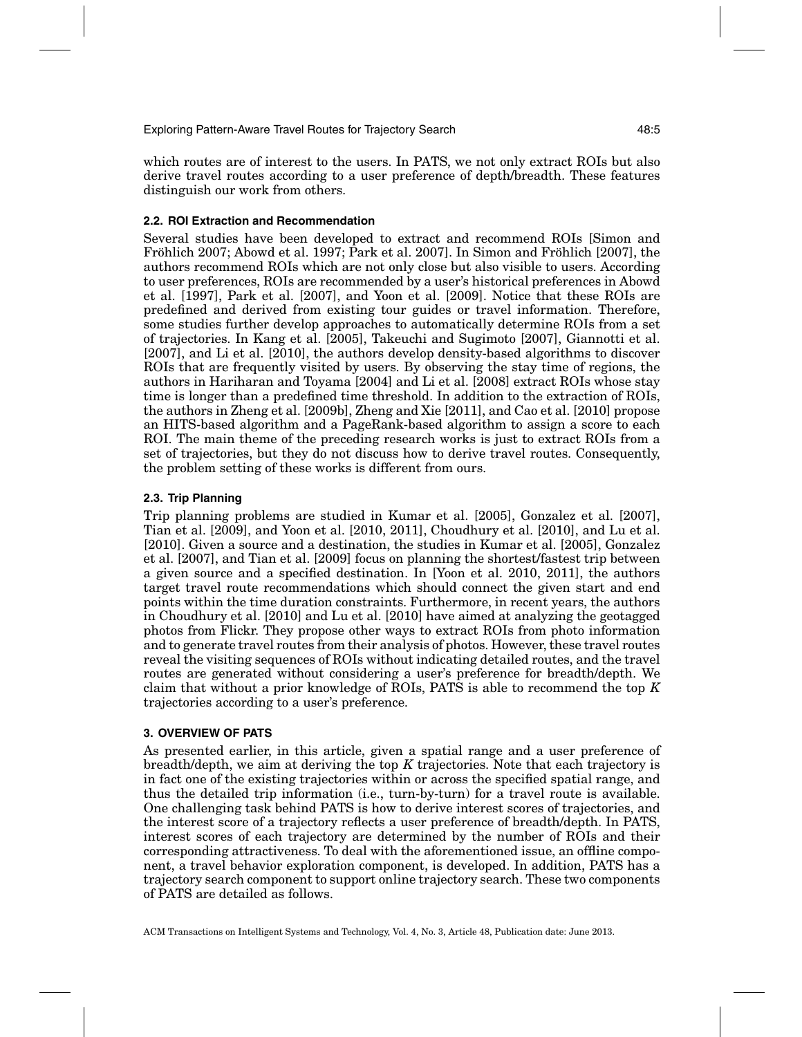which routes are of interest to the users. In PATS, we not only extract ROIs but also derive travel routes according to a user preference of depth/breadth. These features distinguish our work from others.

### 2.2. ROI Extraction and Recommendation

Several studies have been developed to extract and recommend ROIs [Simon and Fröhlich 2007; Abowd et al. 1997; Park et al. 2007]. In Simon and Fröhlich [2007], the authors recommend ROIs which are not only close but also visible to users. According to user preferences, ROIs are recommended by a user's historical preferences in Abowd et al. [1997], Park et al. [2007], and Yoon et al. [2009]. Notice that these ROIs are predefined and derived from existing tour guides or travel information. Therefore, some studies further develop approaches to automatically determine ROIs from a set of trajectories. In Kang et al. [2005], Takeuchi and Sugimoto [2007], Giannotti et al. [2007], and Li et al. [2010], the authors develop density-based algorithms to discover ROIs that are frequently visited by users. By observing the stay time of regions, the authors in Hariharan and Toyama [2004] and Li et al. [2008] extract ROIs whose stay time is longer than a predefined time threshold. In addition to the extraction of ROIs, the authors in Zheng et al. [2009b], Zheng and Xie [2011], and Cao et al. [2010] propose an HITS-based algorithm and a PageRank-based algorithm to assign a score to each ROI. The main theme of the preceding research works is just to extract ROIs from a set of trajectories, but they do not discuss how to derive travel routes. Consequently, the problem setting of these works is different from ours.

### 2.3. Trip Planning

Trip planning problems are studied in Kumar et al. [2005], Gonzalez et al. [2007], Tian et al. [2009], and Yoon et al. [2010, 2011], Choudhury et al. [2010], and Lu et al. [2010]. Given a source and a destination, the studies in Kumar et al. [2005], Gonzalez et al. [2007], and Tian et al. [2009] focus on planning the shortest/fastest trip between a given source and a specified destination. In [Yoon et al. 2010, 2011], the authors target travel route recommendations which should connect the given start and end points within the time duration constraints. Furthermore, in recent years, the authors in Choudhury et al. [2010] and Lu et al. [2010] have aimed at analyzing the geotagged photos from Flickr. They propose other ways to extract ROIs from photo information and to generate travel routes from their analysis of photos. However, these travel routes reveal the visiting sequences of ROIs without indicating detailed routes, and the travel routes are generated without considering a user's preference for breadth/depth. We claim that without a prior knowledge of ROIs, PATS is able to recommend the top $K$ trajectories according to a user's preference.

## 3. OVERVIEW OF PATS

As presented earlier, in this article, given a spatial range and a user preference of breadth/depth, we aim at deriving the top $K$ trajectories. Note that each trajectory is in fact one of the existing trajectories within or across the specified spatial range, and thus the detailed trip information (i.e., turn-by-turn) for a travel route is available. One challenging task behind PATS is how to derive interest scores of trajectories, and the interest score of a trajectory reflects a user preference of breadth/depth. In PATS, interest scores of each trajectory are determined by the number of ROIs and their corresponding attractiveness. To deal with the aforementioned issue, an offline component, a travel behavior exploration component, is developed. In addition, PATS has a trajectory search component to support online trajectory search. These two components of PATS are detailed as follows.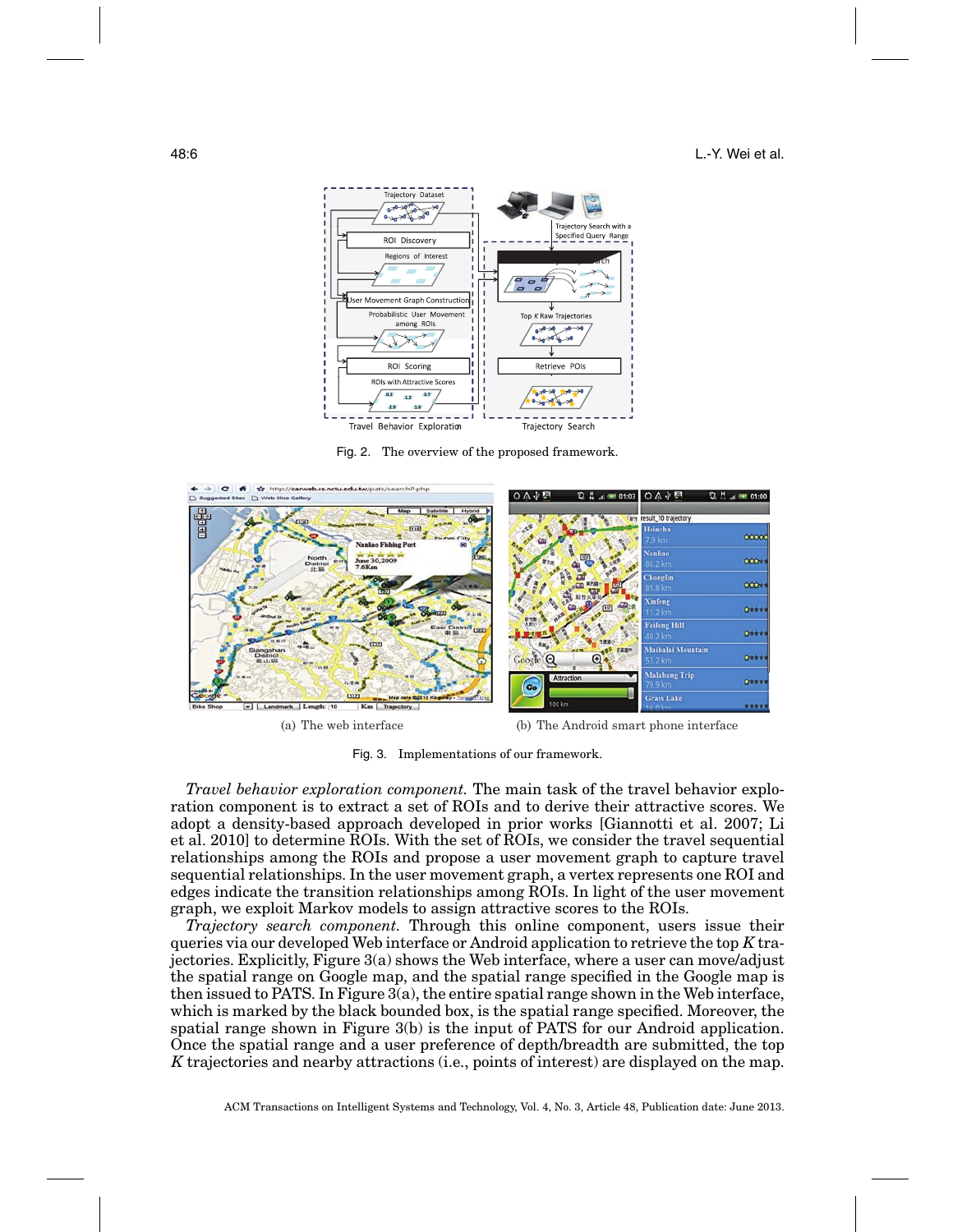Fig. 2. The overview of the proposed framework.

(a) The web interface

(b) The Android smart phone interface

Fig. 3. Implementations of our framework.

*Travel behavior exploration component.* The main task of the travel behavior exploration component is to extract a set of ROIs and to derive their attractive scores. We adopt a density-based approach developed in prior works [Giannotti et al. 2007; Li et al. 2010] to determine ROIs. With the set of ROIs, we consider the travel sequential relationships among the ROIs and propose a user movement graph to capture travel sequential relationships. In the user movement graph, a vertex represents one ROI and edges indicate the transition relationships among ROIs. In light of the user movement graph, we exploit Markov models to assign attractive scores to the ROIs.

*Trajectory search component.* Through this online component, users issue their queries via our developed Web interface or Android application to retrieve the top $K$ trajectories. Explicitly, Figure 3(a) shows the Web interface, where a user can move/adjust the spatial range on Google map, and the spatial range specified in the Google map is then issued to PATS. In Figure 3(a), the entire spatial range shown in the Web interface, which is marked by the black bounded box, is the spatial range specified. Moreover, the spatial range shown in Figure 3(b) is the input of PATS for our Android application. Once the spatial range and a user preference of depth/breadth are submitted, the top $K$ trajectories and nearby attractions (i.e., points of interest) are displayed on the map.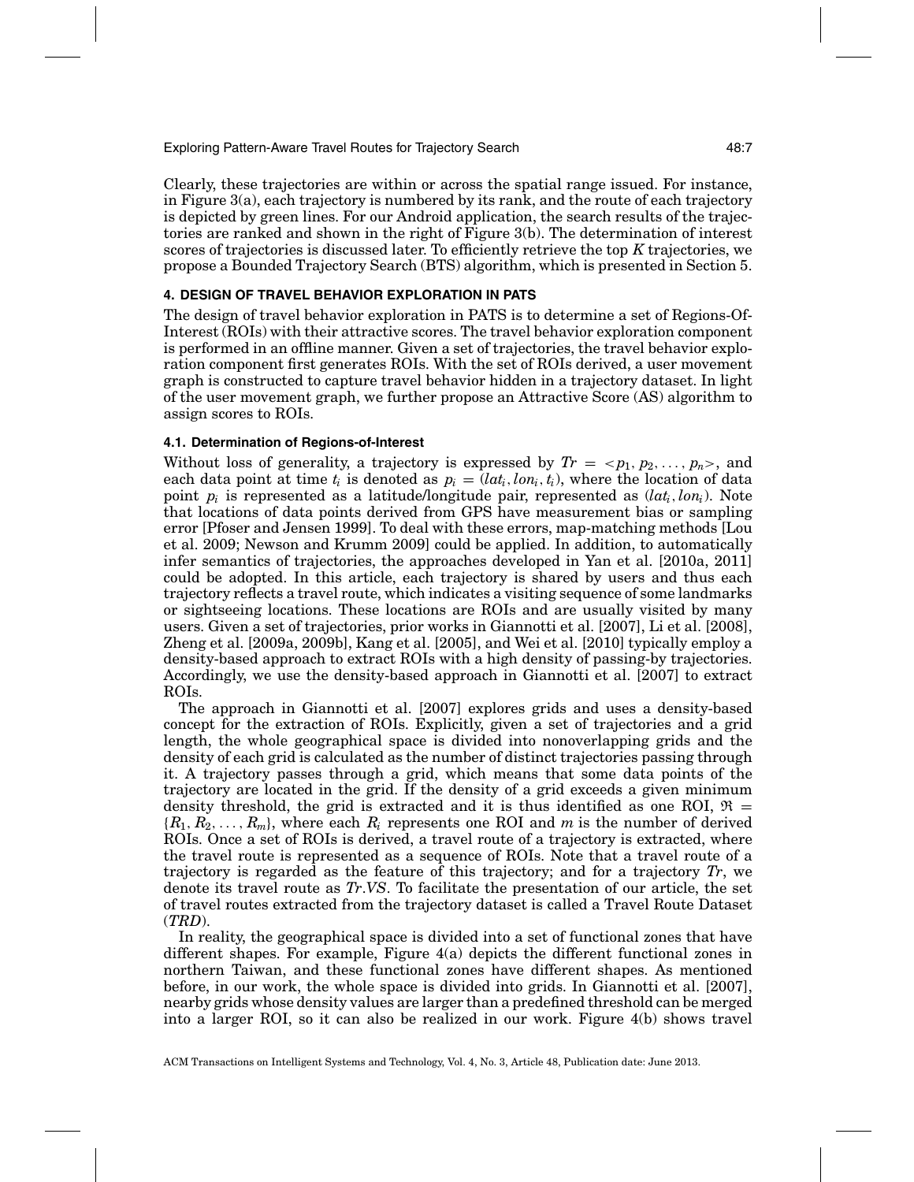Clearly, these trajectories are within or across the spatial range issued. For instance, in Figure 3(a), each trajectory is numbered by its rank, and the route of each trajectory is depicted by green lines. For our Android application, the search results of the trajectories are ranked and shown in the right of Figure 3(b). The determination of interest scores of trajectories is discussed later. To efficiently retrieve the top $K$ trajectories, we propose a Bounded Trajectory Search (BTS) algorithm, which is presented in Section 5.

## 4. DESIGN OF TRAVEL BEHAVIOR EXPLORATION IN PATS

The design of travel behavior exploration in PATS is to determine a set of Regions-Of-Interest (ROIs) with their attractive scores. The travel behavior exploration component is performed in an offline manner. Given a set of trajectories, the travel behavior exploration component first generates ROIs. With the set of ROIs derived, a user movement graph is constructed to capture travel behavior hidden in a trajectory dataset. In light of the user movement graph, we further propose an Attractive Score (AS) algorithm to assign scores to ROIs.

### 4.1. Determination of Regions-of-Interest

Without loss of generality, a trajectory is expressed by $Tr = <p_1, p_2, \ldots, p_n>$, and each data point at time $t_i$ is denoted as $p_i = (lat_i, lon_i, t_i)$, where the location of data point $p_i$ is represented as a latitude/longitude pair, represented as $(lat_i, lon_i)$. Note that locations of data points derived from GPS have measurement bias or sampling error [Pfoser and Jensen 1999]. To deal with these errors, map-matching methods [Lou et al. 2009; Newson and Krumm 2009] could be applied. In addition, to automatically infer semantics of trajectories, the approaches developed in Yan et al. [2010a, 2011] could be adopted. In this article, each trajectory is shared by users and thus each trajectory reflects a travel route, which indicates a visiting sequence of some landmarks or sightseeing locations. These locations are ROIs and are usually visited by many users. Given a set of trajectories, prior works in Giannotti et al. [2007], Li et al. [2008], Zheng et al. [2009a, 2009b], Kang et al. [2005], and Wei et al. [2010] typically employ a density-based approach to extract ROIs with a high density of passing-by trajectories. Accordingly, we use the density-based approach in Giannotti et al. [2007] to extract ROIs.

The approach in Giannotti et al. [2007] explores grids and uses a density-based concept for the extraction of ROIs. Explicitly, given a set of trajectories and a grid length, the whole geographical space is divided into nonoverlapping grids and the density of each grid is calculated as the number of distinct trajectories passing through it. A trajectory passes through a grid, which means that some data points of the trajectory are located in the grid. If the density of a grid exceeds a given minimum density threshold, the grid is extracted and it is thus identified as one ROI, $\Re = \{R_1, R_2, \ldots, R_m\}$, where each $R_i$ represents one ROI and $m$ is the number of derived ROIs. Once a set of ROIs is derived, a travel route of a trajectory is extracted, where the travel route is represented as a sequence of ROIs. Note that a travel route of a trajectory is regarded as the feature of this trajectory; and for a trajectory $Tr$, we denote its travel route as $Tr.VS$. To facilitate the presentation of our article, the set of travel routes extracted from the trajectory dataset is called a Travel Route Dataset (*TRD*).

In reality, the geographical space is divided into a set of functional zones that have different shapes. For example, Figure 4(a) depicts the different functional zones in northern Taiwan, and these functional zones have different shapes. As mentioned before, in our work, the whole space is divided into grids. In Giannotti et al. [2007], nearby grids whose density values are larger than a predefined threshold can be merged into a larger ROI, so it can also be realized in our work. Figure 4(b) shows travel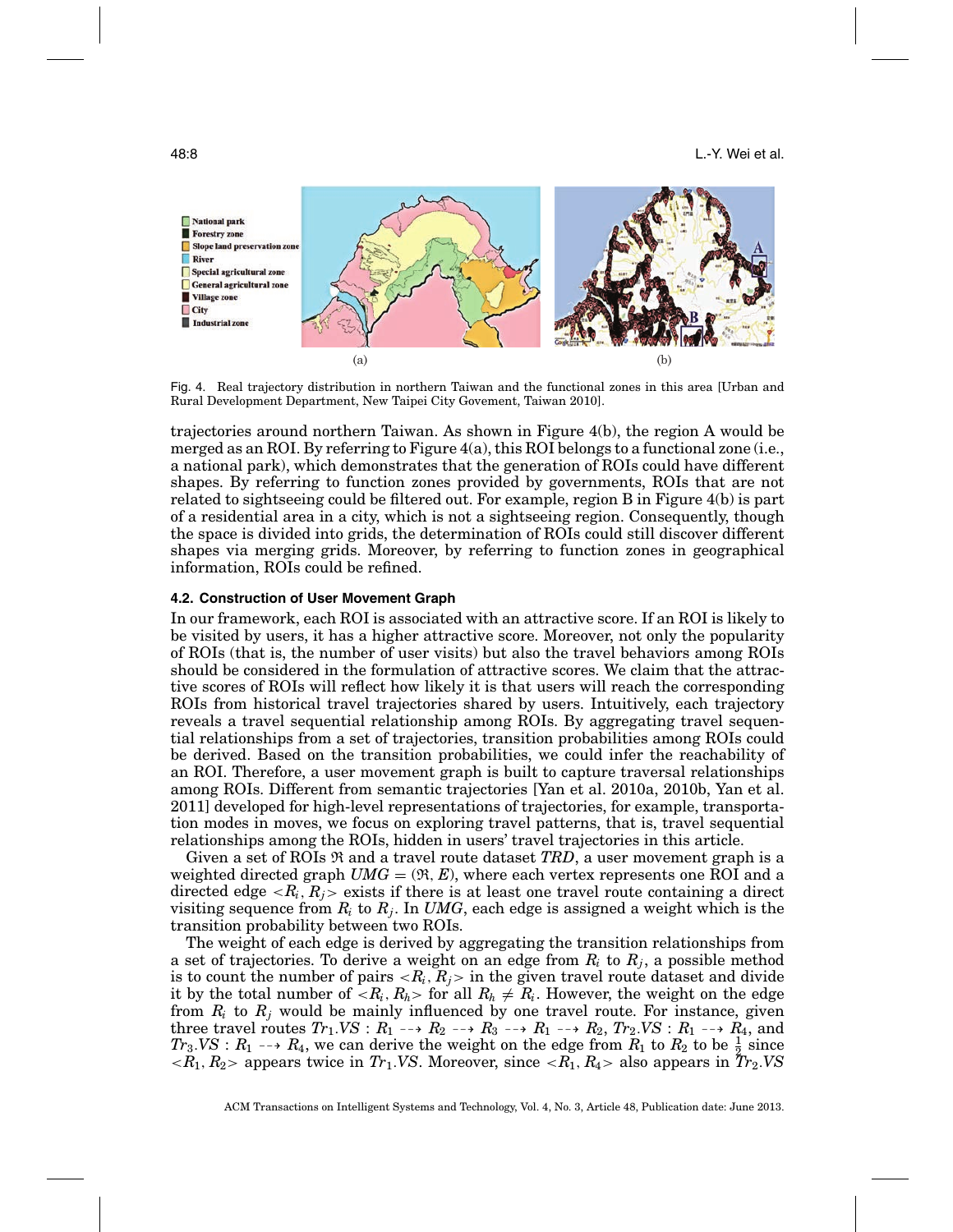Fig. 4. Real trajectory distribution in northern Taiwan and the functional zones in this area [Urban and Rural Development Department, New Taipei City Govement, Taiwan 2010].

trajectories around northern Taiwan. As shown in Figure 4(b), the region A would be merged as an ROI. By referring to Figure 4(a), this ROI belongs to a functional zone (i.e., a national park), which demonstrates that the generation of ROIs could have different shapes. By referring to function zones provided by governments, ROIs that are not related to sightseeing could be filtered out. For example, region B in Figure 4(b) is part of a residential area in a city, which is not a sightseeing region. Consequently, though the space is divided into grids, the determination of ROIs could still discover different shapes via merging grids. Moreover, by referring to function zones in geographical information, ROIs could be refined.

### 4.2. Construction of User Movement Graph

In our framework, each ROI is associated with an attractive score. If an ROI is likely to be visited by users, it has a higher attractive score. Moreover, not only the popularity of ROIs (that is, the number of user visits) but also the travel behaviors among ROIs should be considered in the formulation of attractive scores. We claim that the attractive scores of ROIs will reflect how likely it is that users will reach the corresponding ROIs from historical travel trajectories shared by users. Intuitively, each trajectory reveals a travel sequential relationship among ROIs. By aggregating travel sequential relationships from a set of trajectories, transition probabilities among ROIs could be derived. Based on the transition probabilities, we could infer the reachability of an ROI. Therefore, a user movement graph is built to capture traversal relationships among ROIs. Different from semantic trajectories [Yan et al. 2010a, 2010b, Yan et al. 2011] developed for high-level representations of trajectories, for example, transportation modes in moves, we focus on exploring travel patterns, that is, travel sequential relationships among the ROIs, hidden in users' travel trajectories in this article.

Given a set of ROIs $\Re$ and a travel route dataset *TRD*, a user movement graph is a weighted directed graph $UMG = (\Re, E)$, where each vertex represents one ROI and a directed edge $<R_i, R_j>$ exists if there is at least one travel route containing a direct visiting sequence from $R_i$ to $R_j$. In *UMG*, each edge is assigned a weight which is the transition probability between two ROIs.

The weight of each edge is derived by aggregating the transition relationships from a set of trajectories. To derive a weight on an edge from $R_i$ to $R_j$, a possible method is to count the number of pairs $<R_i, R_j>$ in the given travel route dataset and divide it by the total number of $<R_i, R_h>$ for all $R_h \neq R_i$. However, the weight on the edge from $R_i$ to $R_j$ would be mainly influenced by one travel route. For instance, given three travel routes $Tr_1.VS : R_1 \dashrightarrow R_2 \dashrightarrow R_3 \dashrightarrow R_1 \dashrightarrow R_2$, $Tr_2.VS : R_1 \dashrightarrow R_4$, and $Tr_3.VS : R_1 \dashrightarrow R_4$, we can derive the weight on the edge from $R_1$ to $R_2$ to be $\frac{1}{2}$ since $<R_1, R_2>$ appears twice in $Tr_1.VS$. Moreover, since $<R_1, R_4>$ also appears in $Tr_2.VS$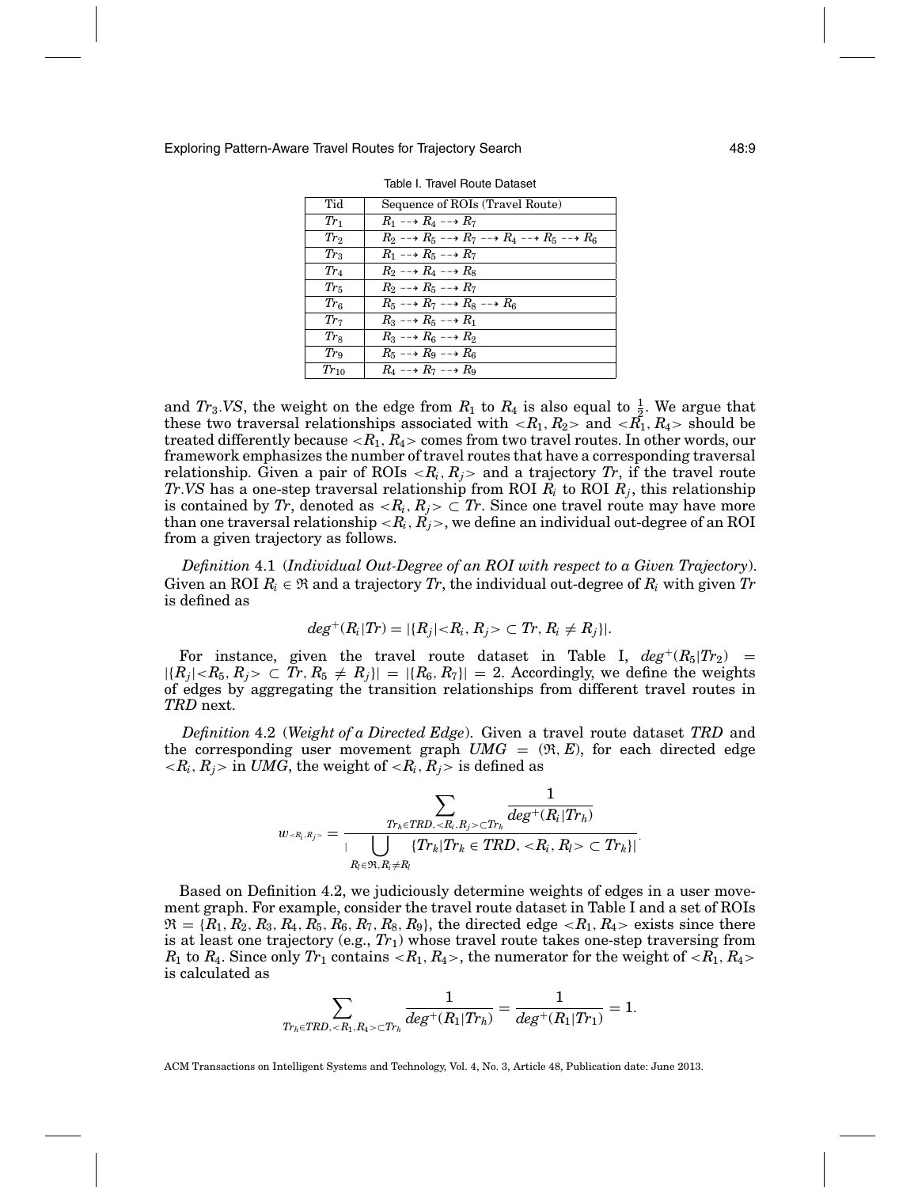Table I. Travel Route Dataset

| Tid | Sequence of ROIs (Travel Route) |
|---|---|
| $Tr_1$ | $R_1 \dashrightarrow R_4 \dashrightarrow R_7$ |
| $Tr_2$ | $R_2 \dashrightarrow R_5 \dashrightarrow R_7 \dashrightarrow R_4 \dashrightarrow R_5 \dashrightarrow R_6$ |
| $Tr_3$ | $R_1 \dashrightarrow R_5 \dashrightarrow R_7$ |
| $Tr_4$ | $R_2 \dashrightarrow R_4 \dashrightarrow R_8$ |
| $Tr_5$ | $R_2 \dashrightarrow R_5 \dashrightarrow R_7$ |
| $Tr_6$ | $R_5 \dashrightarrow R_7 \dashrightarrow R_8 \dashrightarrow R_6$ |
| $Tr_7$ | $R_3 \dashrightarrow R_5 \dashrightarrow R_1$ |
| $Tr_8$ | $R_3 \dashrightarrow R_6 \dashrightarrow R_2$ |
| $Tr_9$ | $R_5 \dashrightarrow R_9 \dashrightarrow R_6$ |
| $Tr_{10}$ | $R_4 \dashrightarrow R_7 \dashrightarrow R_9$ |

and $Tr_3.VS$, the weight on the edge from $R_1$ to $R_4$ is also equal to $\frac{1}{2}$. We argue that these two traversal relationships associated with $<R_1, R_2>$ and $<R_1, R_4>$ should be treated differently because $<R_1, R_4>$ comes from two travel routes. In other words, our framework emphasizes the number of travel routes that have a corresponding traversal relationship. Given a pair of ROIs $<R_i, R_j>$ and a trajectory $Tr$, if the travel route $Tr.VS$ has a one-step traversal relationship from ROI $R_i$ to ROI $R_j$, this relationship is contained by $Tr$, denoted as $<R_i, R_j> \subset Tr$. Since one travel route may have more than one traversal relationship $<R_i, R_j>$, we define an individual out-degree of an ROI from a given trajectory as follows.

*Definition* 4.1 (*Individual Out-Degree of an ROI with respect to a Given Trajectory*). Given an ROI $R_i \in \mathfrak{R}$ and a trajectory $Tr$, the individual out-degree of $R_i$ with given $Tr$ is defined as

$$deg^{+}(R_i|Tr) = |\{R_j|<R_i, R_j> \subset Tr, R_i \neq R_j\}|.$$

For instance, given the travel route dataset in Table I, $deg^{+}(R_5|Tr_2) = |\{R_j|<R_5, R_j> \subset Tr, R_5 \neq R_j\}| = |\{R_6, R_7\}| = 2$. Accordingly, we define the weights of edges by aggregating the transition relationships from different travel routes in $TRD$ next.

*Definition* 4.2 (*Weight of a Directed Edge*). Given a travel route dataset $TRD$ and the corresponding user movement graph $UMG = (\mathfrak{R}, E)$, for each directed edge $<R_i, R_j>$ in $UMG$, the weight of $<R_i, R_j>$ is defined as

$$w_{<R_i,R_j>} = \frac{\sum_{Tr_h \in TRD, <R_i,R_j> \subset Tr_h} \frac{1}{deg^{+}(R_i|Tr_h)}}{\left|\bigcup_{R_l \in \mathfrak{R}, R_i \neq R_l} \{Tr_k|Tr_k \in TRD, <R_i, R_l> \subset Tr_k\}\right|}.$$

Based on Definition 4.2, we judiciously determine weights of edges in a user movement graph. For example, consider the travel route dataset in Table I and a set of ROIs $\mathfrak{R} = \{R_1, R_2, R_3, R_4, R_5, R_6, R_7, R_8, R_9\}$, the directed edge $<R_1, R_4>$ exists since there is at least one trajectory (e.g., $Tr_1$) whose travel route takes one-step traversing from $R_1$ to $R_4$. Since only $Tr_1$ contains $<R_1, R_4>$, the numerator for the weight of $<R_1, R_4>$ is calculated as

$$\sum_{Tr_h \in TRD, <R_1,R_4> \subset Tr_h} \frac{1}{deg^{+}(R_1|Tr_h)} = \frac{1}{deg^{+}(R_1|Tr_1)} = 1.$$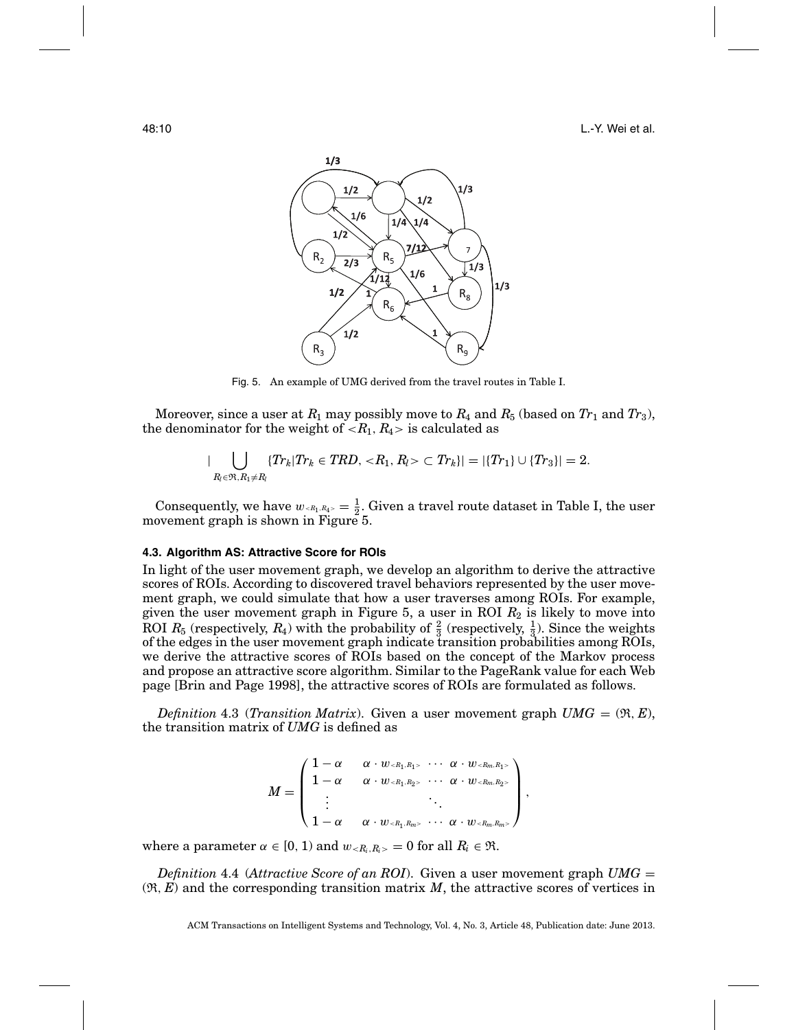Fig. 5. An example of UMG derived from the travel routes in Table I.

Moreover, since a user at $R_1$ may possibly move to $R_4$ and $R_5$ (based on $Tr_1$ and $Tr_3$), the denominator for the weight of $<R_1, R_4>$ is calculated as

$$|\bigcup_{R_l \in \Re, R_1 \neq R_l} \{Tr_k | Tr_k \in TRD, <R_1, R_l> \subset Tr_k\}| = |\{Tr_1\} \cup \{Tr_3\}| = 2.$$

Consequently, we have $w_{<R_1,R_4>} = \frac{1}{2}$. Given a travel route dataset in Table I, the user movement graph is shown in Figure 5.

### 4.3. Algorithm AS: Attractive Score for ROIs

In light of the user movement graph, we develop an algorithm to derive the attractive scores of ROIs. According to discovered travel behaviors represented by the user movement graph, we could simulate that how a user traverses among ROIs. For example, given the user movement graph in Figure 5, a user in ROI $R_2$ is likely to move into ROI $R_5$ (respectively, $R_4$) with the probability of $\frac{2}{3}$ (respectively, $\frac{1}{3}$). Since the weights of the edges in the user movement graph indicate transition probabilities among ROIs, we derive the attractive scores of ROIs based on the concept of the Markov process and propose an attractive score algorithm. Similar to the PageRank value for each Web page [Brin and Page 1998], the attractive scores of ROIs are formulated as follows.

*Definition* 4.3 (*Transition Matrix*). Given a user movement graph $UMG = (\Re, E)$, the transition matrix of $UMG$ is defined as

$$M = \begin{pmatrix} 1-\alpha & \alpha \cdot w_{<R_1,R_1>} & \cdots & \alpha \cdot w_{<R_m,R_1>} \\ 1-\alpha & \alpha \cdot w_{<R_1,R_2>} & \cdots & \alpha \cdot w_{<R_m,R_2>} \\ \vdots & & \ddots & \\ 1-\alpha & \alpha \cdot w_{<R_1,R_m>} & \cdots & \alpha \cdot w_{<R_m,R_m>} \end{pmatrix},$$

where a parameter $\alpha \in [0, 1)$ and $w_{<R_i,R_i>} = 0$ for all $R_i \in \Re$.

*Definition* 4.4 (*Attractive Score of an ROI*). Given a user movement graph $UMG = (\Re, E)$ and the corresponding transition matrix $M$, the attractive scores of vertices in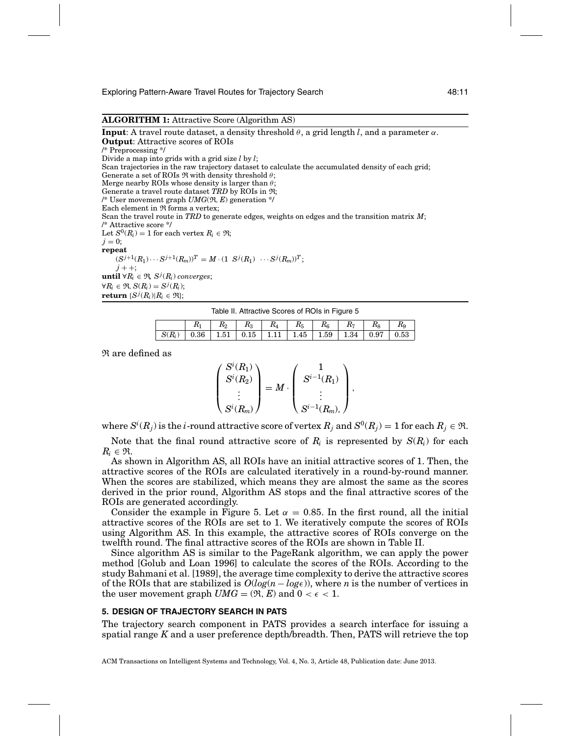**ALGORITHM 1:** Attractive Score (Algorithm AS)

**Input**: A travel route dataset, a density threshold $\theta$, a grid length $l$, and a parameter $\alpha$.
**Output**: Attractive scores of ROIs
/* Preprocessing */
Divide a map into grids with a grid size $l$ by $l$;
Scan trajectories in the raw trajectory dataset to calculate the accumulated density of each grid;
Generate a set of ROIs $\Re$ with density threshold $\theta$;
Merge nearby ROIs whose density is larger than $\theta$;
Generate a travel route dataset *TRD* by ROIs in $\Re$;
/* User movement graph $UMG(\Re, E)$ generation */
Each element in $\Re$ forms a vertex;
Scan the travel route in *TRD* to generate edges, weights on edges and the transition matrix $M$;
/* Attractive score */
Let $S^0(R_i) = 1$ for each vertex $R_i \in \Re$;
$j = 0$;
**repeat**
  $(S^{j+1}(R_1) \cdots S^{j+1}(R_m))^T = M \cdot (1 \;\; S^j(R_1) \;\; \cdots S^j(R_m))^T$;
  $j++$;
**until** $\forall R_i \in \Re$, $S^j(R_i)$ *converges*;
$\forall R_i \in \Re, S(R_i) = S^j(R_i)$;
**return** $\{S^j(R_i) | R_i \in \Re\}$;

Table II. Attractive Scores of ROIs in Figure 5

| | $R_1$ | $R_2$ | $R_3$ | $R_4$ | $R_5$ | $R_6$ | $R_7$ | $R_8$ | $R_9$ |
|---|---|---|---|---|---|---|---|---|---|
| $S(R_i)$ | 0.36 | 1.51 | 0.15 | 1.11 | 1.45 | 1.59 | 1.34 | 0.97 | 0.53 |

$\Re$ are defined as

$$\begin{pmatrix} S^i(R_1) \\ S^i(R_2) \\ \vdots \\ S^i(R_m) \end{pmatrix} = M \cdot \begin{pmatrix} 1 \\ S^{i-1}(R_1) \\ \vdots \\ S^{i-1}(R_m), \end{pmatrix},$$

where $S^i(R_j)$ is the $i$-round attractive score of vertex $R_j$ and $S^0(R_j) = 1$ for each $R_j \in \Re$.

Note that the final round attractive score of $R_i$ is represented by $S(R_i)$ for each $R_i \in \Re$.

As shown in Algorithm AS, all ROIs have an initial attractive scores of 1. Then, the attractive scores of the ROIs are calculated iteratively in a round-by-round manner. When the scores are stabilized, which means they are almost the same as the scores derived in the prior round, Algorithm AS stops and the final attractive scores of the ROIs are generated accordingly.

Consider the example in Figure 5. Let $\alpha = 0.85$. In the first round, all the initial attractive scores of the ROIs are set to 1. We iteratively compute the scores of ROIs using Algorithm AS. In this example, the attractive scores of ROIs converge on the twelfth round. The final attractive scores of the ROIs are shown in Table II.

Since algorithm AS is similar to the PageRank algorithm, we can apply the power method [Golub and Loan 1996] to calculate the scores of the ROIs. According to the study Bahmani et al. [1989], the average time complexity to derive the attractive scores of the ROIs that are stabilized is $O(log(n - log\epsilon))$, where $n$ is the number of vertices in the user movement graph $UMG = (\Re, E)$ and $0 < \epsilon < 1$.

## 5. DESIGN OF TRAJECTORY SEARCH IN PATS

The trajectory search component in PATS provides a search interface for issuing a spatial range $K$ and a user preference depth/breadth. Then, PATS will retrieve the top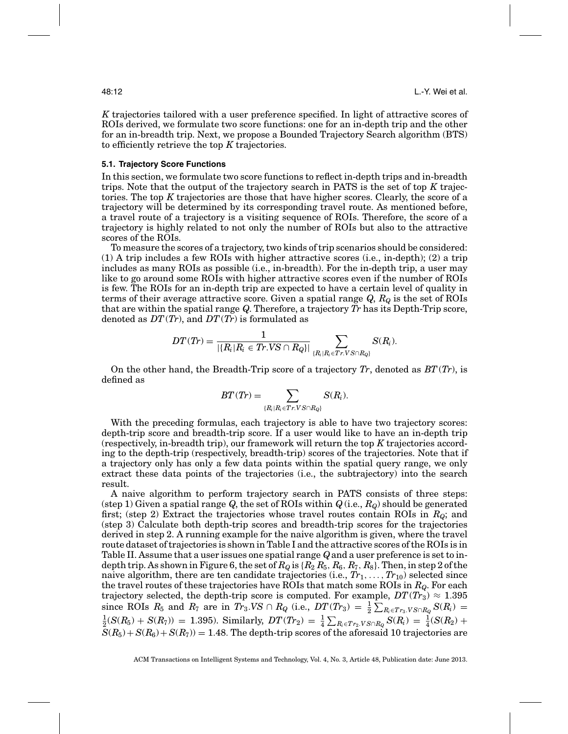*K* trajectories tailored with a user preference specified. In light of attractive scores of ROIs derived, we formulate two score functions: one for an in-depth trip and the other for an in-breadth trip. Next, we propose a Bounded Trajectory Search algorithm (BTS) to efficiently retrieve the top *K* trajectories.

### 5.1. Trajectory Score Functions

In this section, we formulate two score functions to reflect in-depth trips and in-breadth trips. Note that the output of the trajectory search in PATS is the set of top *K* trajectories. The top *K* trajectories are those that have higher scores. Clearly, the score of a trajectory will be determined by its corresponding travel route. As mentioned before, a travel route of a trajectory is a visiting sequence of ROIs. Therefore, the score of a trajectory is highly related to not only the number of ROIs but also to the attractive scores of the ROIs.

To measure the scores of a trajectory, two kinds of trip scenarios should be considered: (1) A trip includes a few ROIs with higher attractive scores (i.e., in-depth); (2) a trip includes as many ROIs as possible (i.e., in-breadth). For the in-depth trip, a user may like to go around some ROIs with higher attractive scores even if the number of ROIs is few. The ROIs for an in-depth trip are expected to have a certain level of quality in terms of their average attractive score. Given a spatial range $Q$, $R_Q$ is the set of ROIs that are within the spatial range $Q$. Therefore, a trajectory $Tr$ has its Depth-Trip score, denoted as $DT(Tr)$, and $DT(Tr)$ is formulated as

$$DT(Tr) = \frac{1}{|\{R_i | R_i \in Tr.VS \cap R_Q\}|} \sum_{\{R_i | R_i \in Tr.VS \cap R_Q\}} S(R_i).$$

On the other hand, the Breadth-Trip score of a trajectory $Tr$, denoted as $BT(Tr)$, is defined as

$$BT(Tr) = \sum_{\{R_i | R_i \in Tr.VS \cap R_Q\}} S(R_i).$$

With the preceding formulas, each trajectory is able to have two trajectory scores: depth-trip score and breadth-trip score. If a user would like to have an in-depth trip (respectively, in-breadth trip), our framework will return the top *K* trajectories according to the depth-trip (respectively, breadth-trip) scores of the trajectories. Note that if a trajectory only has only a few data points within the spatial query range, we only extract these data points of the trajectories (i.e., the subtrajectory) into the search result.

A naive algorithm to perform trajectory search in PATS consists of three steps: (step 1) Given a spatial range $Q$, the set of ROIs within $Q$ (i.e., $R_Q$) should be generated first; (step 2) Extract the trajectories whose travel routes contain ROIs in $R_Q$; and (step 3) Calculate both depth-trip scores and breadth-trip scores for the trajectories derived in step 2. A running example for the naive algorithm is given, where the travel route dataset of trajectories is shown in Table I and the attractive scores of the ROIs is in Table II. Assume that a user issues one spatial range $Q$ and a user preference is set to in-depth trip. As shown in Figure 6, the set of $R_Q$ is $\{R_2\, R_5, R_6, R_7, R_8\}$. Then, in step 2 of the naive algorithm, there are ten candidate trajectories (i.e., $Tr_1, \ldots, Tr_{10}$) selected since the travel routes of these trajectories have ROIs that match some ROIs in $R_Q$. For each trajectory selected, the depth-trip score is computed. For example, $DT(Tr_3) \approx 1.395$ since ROIs $R_5$ and $R_7$ are in $Tr_3.VS \cap R_Q$ (i.e., $DT(Tr_3) = \frac{1}{2}\sum_{R_i \in Tr_3.VS \cap R_Q} S(R_i) = \frac{1}{2}(S(R_5) + S(R_7)) = 1.395$). Similarly, $DT(Tr_2) = \frac{1}{4}\sum_{R_i \in Tr_2.VS \cap R_Q} S(R_i) = \frac{1}{4}(S(R_2) + S(R_5) + S(R_6) + S(R_7)) = 1.48$. The depth-trip scores of the aforesaid 10 trajectories are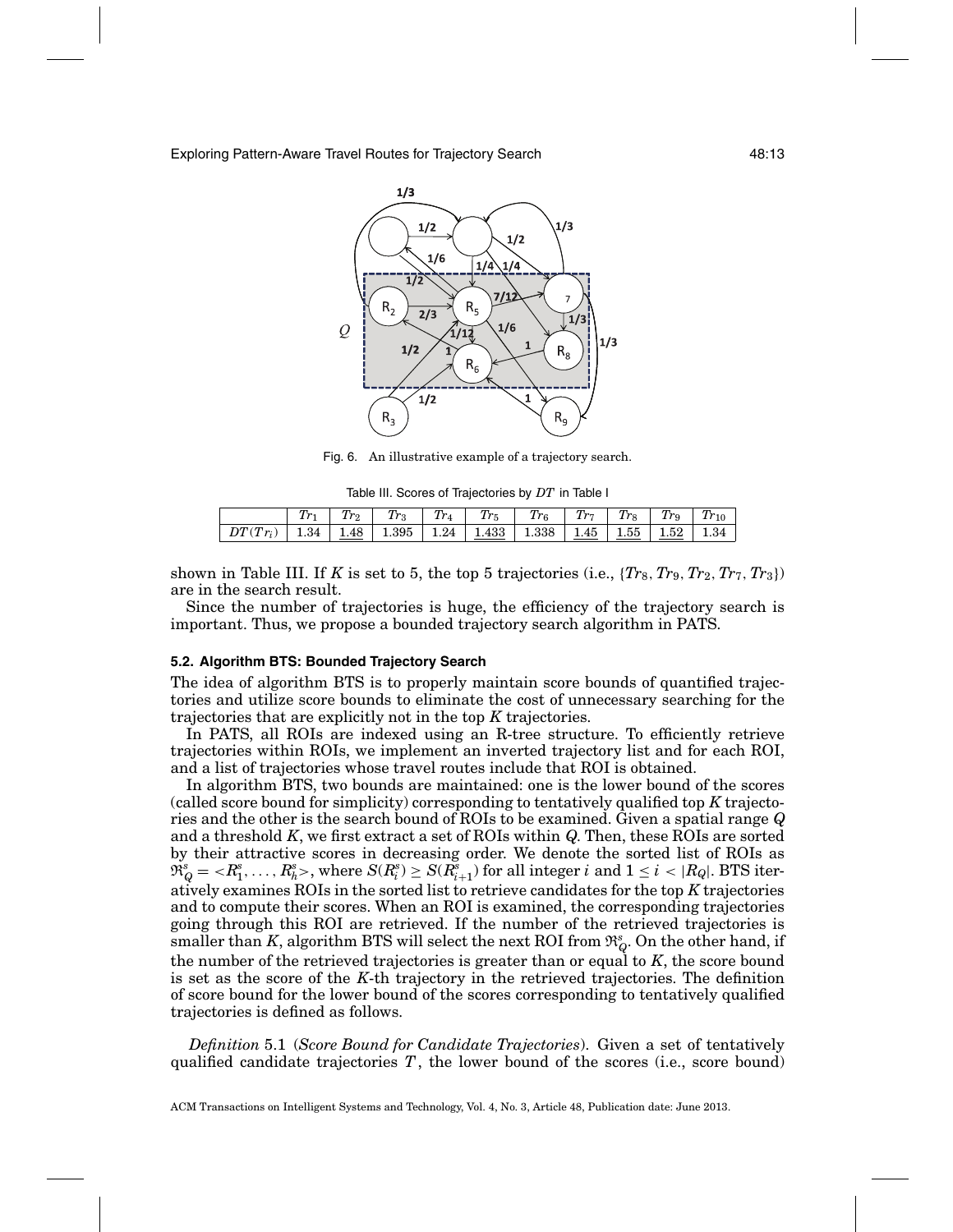Fig. 6. An illustrative example of a trajectory search.

Table III. Scores of Trajectories by $DT$ in Table I

| | $Tr_1$ | $Tr_2$ | $Tr_3$ | $Tr_4$ | $Tr_5$ | $Tr_6$ | $Tr_7$ | $Tr_8$ | $Tr_9$ | $Tr_{10}$ |
|---|---|---|---|---|---|---|---|---|---|---|
| $DT(Tr_i)$ | 1.34 | 1.48 | 1.395 | 1.24 | 1.433 | 1.338 | 1.45 | 1.55 | 1.52 | 1.34 |

shown in Table III. If $K$ is set to 5, the top 5 trajectories (i.e., $\{Tr_8, Tr_9, Tr_2, Tr_7, Tr_3\}$) are in the search result.

Since the number of trajectories is huge, the efficiency of the trajectory search is important. Thus, we propose a bounded trajectory search algorithm in PATS.

### 5.2. Algorithm BTS: Bounded Trajectory Search

The idea of algorithm BTS is to properly maintain score bounds of quantified trajectories and utilize score bounds to eliminate the cost of unnecessary searching for the trajectories that are explicitly not in the top $K$ trajectories.

In PATS, all ROIs are indexed using an R-tree structure. To efficiently retrieve trajectories within ROIs, we implement an inverted trajectory list and for each ROI, and a list of trajectories whose travel routes include that ROI is obtained.

In algorithm BTS, two bounds are maintained: one is the lower bound of the scores (called score bound for simplicity) corresponding to tentatively qualified top $K$ trajectories and the other is the search bound of ROIs to be examined. Given a spatial range $Q$ and a threshold $K$, we first extract a set of ROIs within $Q$. Then, these ROIs are sorted by their attractive scores in decreasing order. We denote the sorted list of ROIs as $\Re^s_Q = <R^s_1, \ldots, R^s_h>$, where $S(R^s_i) \geq S(R^s_{i+1})$ for all integer $i$ and $1 \leq i < |R_Q|$. BTS iteratively examines ROIs in the sorted list to retrieve candidates for the top $K$ trajectories and to compute their scores. When an ROI is examined, the corresponding trajectories going through this ROI are retrieved. If the number of the retrieved trajectories is smaller than $K$, algorithm BTS will select the next ROI from $\Re^s_Q$. On the other hand, if the number of the retrieved trajectories is greater than or equal to $K$, the score bound is set as the score of the $K$-th trajectory in the retrieved trajectories. The definition of score bound for the lower bound of the scores corresponding to tentatively qualified trajectories is defined as follows.

*Definition* 5.1 (*Score Bound for Candidate Trajectories*). Given a set of tentatively qualified candidate trajectories $T$, the lower bound of the scores (i.e., score bound)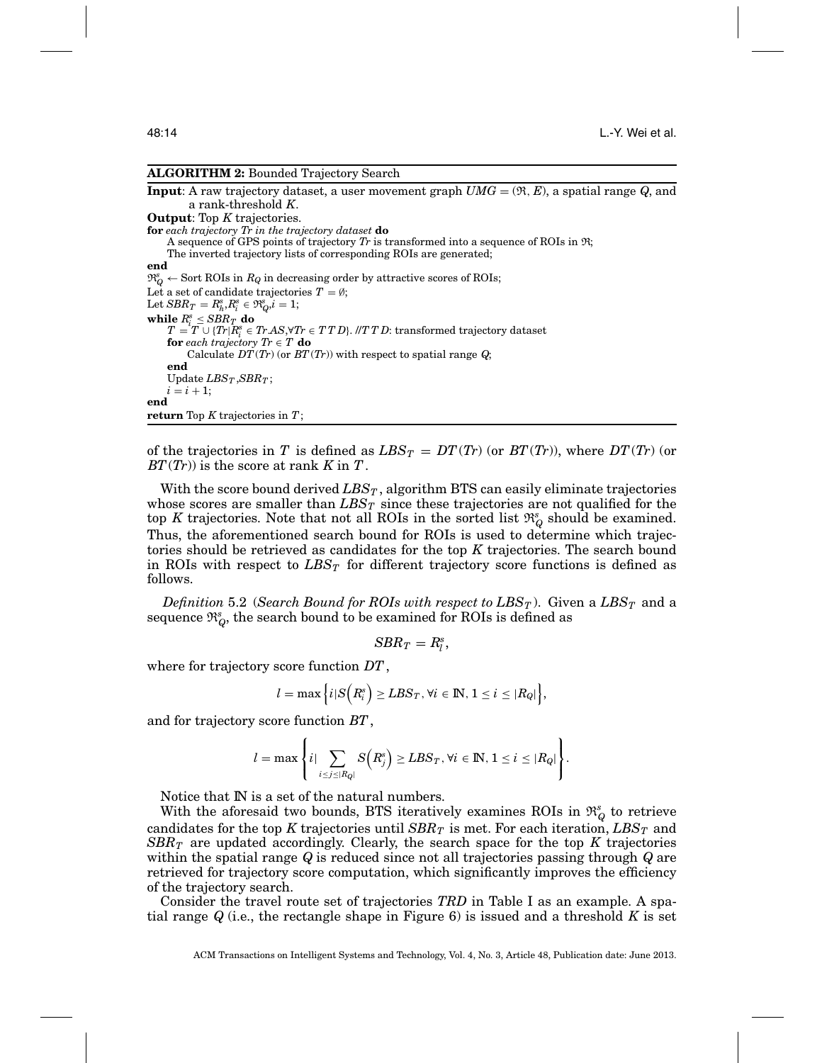**ALGORITHM 2:** Bounded Trajectory Search

```
Input: A raw trajectory dataset, a user movement graph UMG = (ℜ, E), a spatial range Q, and
       a rank-threshold K.
Output: Top K trajectories.
for each trajectory Tr in the trajectory dataset do
    A sequence of GPS points of trajectory Tr is transformed into a sequence of ROIs in ℜ;
    The inverted trajectory lists of corresponding ROIs are generated;
end
ℜ^s_Q ← Sort ROIs in R_Q in decreasing order by attractive scores of ROIs;
Let a set of candidate trajectories T = ∅;
Let SBR_T = R^s_h, R^s_i ∈ ℜ^s_Q, i = 1;
while R^s_i ≤ SBR_T do
    T = T ∪ {Tr|R^s_i ∈ Tr.AS, ∀Tr ∈ TTD}. //TTD: transformed trajectory dataset
    for each trajectory Tr ∈ T do
        Calculate DT(Tr) (or BT(Tr)) with respect to spatial range Q;
    end
    Update LBS_T, SBR_T;
    i = i + 1;
end
return Top K trajectories in T;
```

of the trajectories in $T$ is defined as $LBS_T = DT(Tr)$ (or $BT(Tr)$), where $DT(Tr)$ (or $BT(Tr)$) is the score at rank $K$ in $T$.

With the score bound derived $LBS_T$, algorithm BTS can easily eliminate trajectories whose scores are smaller than $LBS_T$ since these trajectories are not qualified for the top $K$ trajectories. Note that not all ROIs in the sorted list $\mathfrak{R}^s_Q$ should be examined. Thus, the aforementioned search bound for ROIs is used to determine which trajectories should be retrieved as candidates for the top $K$ trajectories. The search bound in ROIs with respect to $LBS_T$ for different trajectory score functions is defined as follows.

*Definition* 5.2 (*Search Bound for ROIs with respect to $LBS_T$*). Given a $LBS_T$ and a sequence $\mathfrak{R}^s_Q$, the search bound to be examined for ROIs is defined as

$$SBR_T = R^s_l,$$

where for trajectory score function $DT$,

$$l = \max\left\{i|S\left(R^s_i\right) \geq LBS_T, \forall i \in \mathbb{N}, 1 \leq i \leq |R_Q|\right\},$$

and for trajectory score function $BT$,

$$l = \max\left\{i|\sum_{i \leq j \leq |R_Q|} S\left(R^s_j\right) \geq LBS_T, \forall i \in \mathbb{N}, 1 \leq i \leq |R_Q|\right\}.$$

Notice that $\mathbb{N}$ is a set of the natural numbers.

With the aforesaid two bounds, BTS iteratively examines ROIs in $\mathfrak{R}^s_Q$ to retrieve candidates for the top $K$ trajectories until $SBR_T$ is met. For each iteration, $LBS_T$ and $SBR_T$ are updated accordingly. Clearly, the search space for the top $K$ trajectories within the spatial range $Q$ is reduced since not all trajectories passing through $Q$ are retrieved for trajectory score computation, which significantly improves the efficiency of the trajectory search.

Consider the travel route set of trajectories *TRD* in Table I as an example. A spatial range $Q$ (i.e., the rectangle shape in Figure 6) is issued and a threshold $K$ is set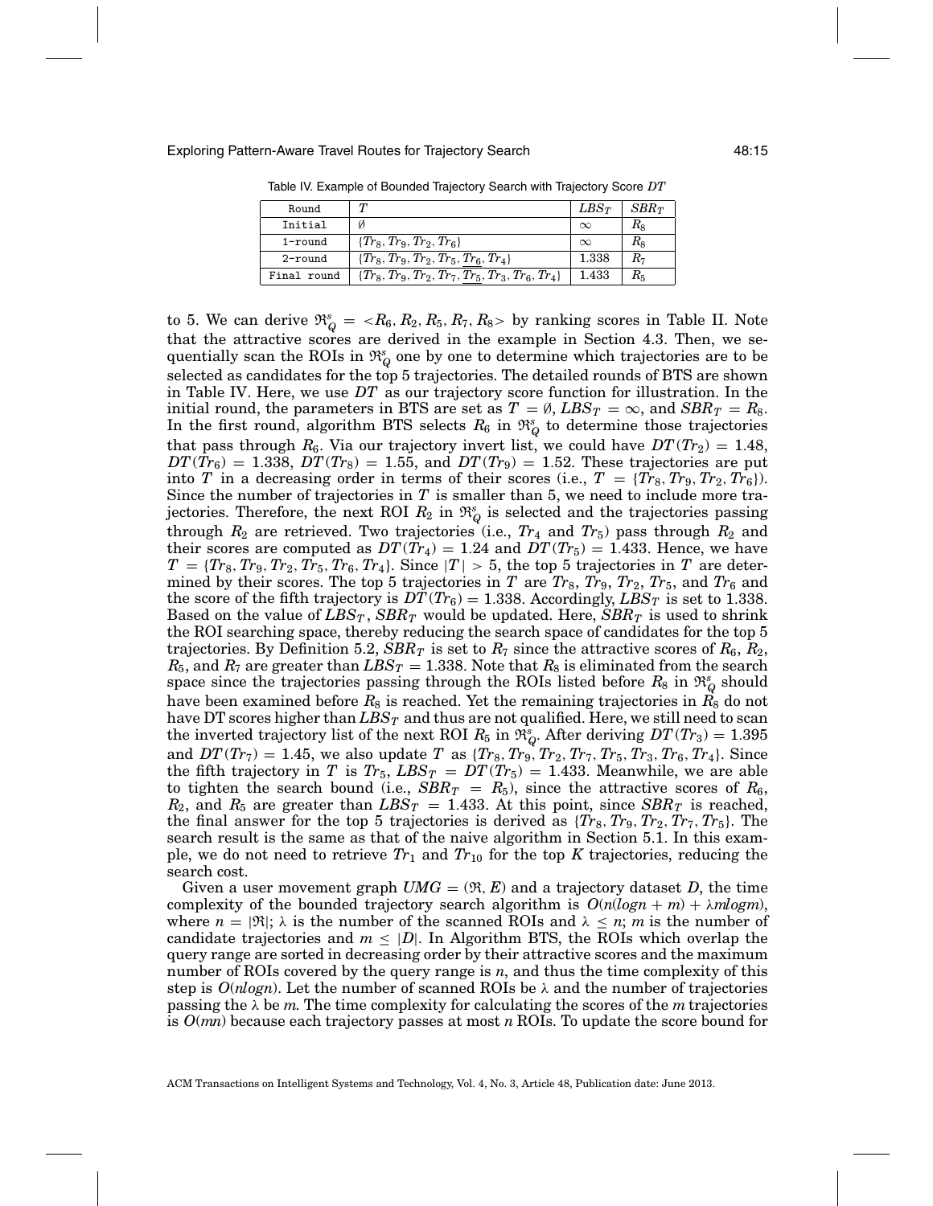Table IV. Example of Bounded Trajectory Search with Trajectory Score $DT$

| Round | $T$ | $LBS_T$ | $SBR_T$ |
|---|---|---|---|
| Initial | $\emptyset$ | $\infty$ | $R_8$ |
| 1-round | $\{Tr_8, Tr_9, Tr_2, Tr_6\}$ | $\infty$ | $R_8$ |
| 2-round | $\{Tr_8, Tr_9, Tr_2, Tr_5, \underline{Tr_6}, Tr_4\}$ | 1.338 | $R_7$ |
| Final round | $\{Tr_8, Tr_9, Tr_2, Tr_7, \underline{Tr_5}, Tr_3, Tr_6, Tr_4\}$ | 1.433 | $R_5$ |

to 5. We can derive $\Re_Q^s = <R_6, R_2, R_5, R_7, R_8>$ by ranking scores in Table II. Note that the attractive scores are derived in the example in Section 4.3. Then, we sequentially scan the ROIs in $\Re_Q^s$ one by one to determine which trajectories are to be selected as candidates for the top 5 trajectories. The detailed rounds of BTS are shown in Table IV. Here, we use $DT$ as our trajectory score function for illustration. In the initial round, the parameters in BTS are set as $T = \emptyset$, $LBS_T = \infty$, and $SBR_T = R_8$. In the first round, algorithm BTS selects $R_6$ in $\Re_Q^s$ to determine those trajectories that pass through $R_6$. Via our trajectory invert list, we could have $DT(Tr_2) = 1.48$, $DT(Tr_6) = 1.338$, $DT(Tr_8) = 1.55$, and $DT(Tr_9) = 1.52$. These trajectories are put into $T$ in a decreasing order in terms of their scores (i.e., $T = \{Tr_8, Tr_9, Tr_2, Tr_6\}$). Since the number of trajectories in $T$ is smaller than 5, we need to include more trajectories. Therefore, the next ROI $R_2$ in $\Re_Q^s$ is selected and the trajectories passing through $R_2$ are retrieved. Two trajectories (i.e., $Tr_4$ and $Tr_5$) pass through $R_2$ and their scores are computed as $DT(Tr_4) = 1.24$ and $DT(Tr_5) = 1.433$. Hence, we have $T = \{Tr_8, Tr_9, Tr_2, Tr_5, Tr_6, Tr_4\}$. Since $|T| > 5$, the top 5 trajectories in $T$ are determined by their scores. The top 5 trajectories in $T$ are $Tr_8$, $Tr_9$, $Tr_2$, $Tr_5$, and $Tr_6$ and the score of the fifth trajectory is $DT(Tr_6) = 1.338$. Accordingly, $LBS_T$ is set to 1.338. Based on the value of $LBS_T$, $SBR_T$ would be updated. Here, $SBR_T$ is used to shrink the ROI searching space, thereby reducing the search space of candidates for the top 5 trajectories. By Definition 5.2, $SBR_T$ is set to $R_7$ since the attractive scores of $R_6$, $R_2$, $R_5$, and $R_7$ are greater than $LBS_T = 1.338$. Note that $R_8$ is eliminated from the search space since the trajectories passing through the ROIs listed before $R_8$ in $\Re_Q^s$ should have been examined before $R_8$ is reached. Yet the remaining trajectories in $R_8$ do not have DT scores higher than $LBS_T$ and thus are not qualified. Here, we still need to scan the inverted trajectory list of the next ROI $R_5$ in $\Re_Q^s$. After deriving $DT(Tr_3) = 1.395$ and $DT(Tr_7) = 1.45$, we also update $T$ as $\{Tr_8, Tr_9, Tr_2, Tr_7, Tr_5, Tr_3, Tr_6, Tr_4\}$. Since the fifth trajectory in $T$ is $Tr_5$, $LBS_T = DT(Tr_5) = 1.433$. Meanwhile, we are able to tighten the search bound (i.e., $SBR_T = R_5$), since the attractive scores of $R_6$, $R_2$, and $R_5$ are greater than $LBS_T = 1.433$. At this point, since $SBR_T$ is reached, the final answer for the top 5 trajectories is derived as $\{Tr_8, Tr_9, Tr_2, Tr_7, Tr_5\}$. The search result is the same as that of the naive algorithm in Section 5.1. In this example, we do not need to retrieve $Tr_1$ and $Tr_{10}$ for the top $K$ trajectories, reducing the search cost.

Given a user movement graph $UMG = (\Re, E)$ and a trajectory dataset $D$, the time complexity of the bounded trajectory search algorithm is $O(n(logn + m) + \lambda m logm)$, where $n = |\Re|$; $\lambda$ is the number of the scanned ROIs and $\lambda \leq n$; $m$ is the number of candidate trajectories and $m \leq |D|$. In Algorithm BTS, the ROIs which overlap the query range are sorted in decreasing order by their attractive scores and the maximum number of ROIs covered by the query range is $n$, and thus the time complexity of this step is $O(nlogn)$. Let the number of scanned ROIs be $\lambda$ and the number of trajectories passing the $\lambda$ be $m$. The time complexity for calculating the scores of the $m$ trajectories is $O(mn)$ because each trajectory passes at most $n$ ROIs. To update the score bound for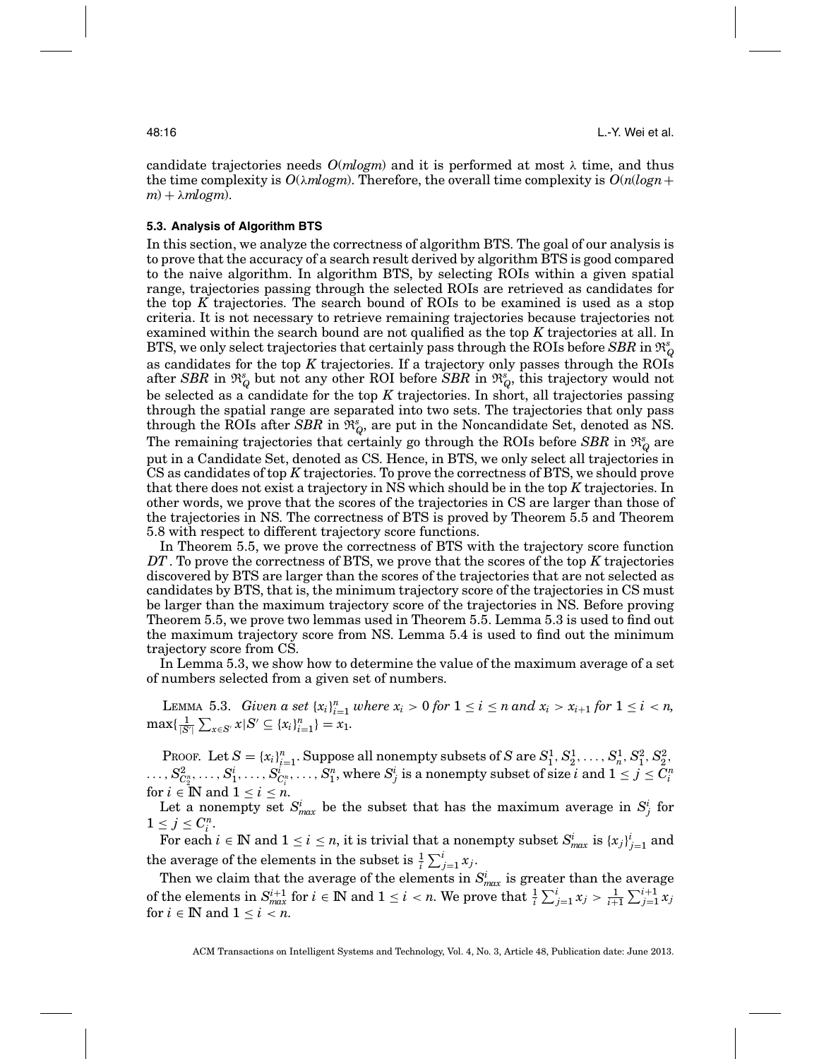candidate trajectories needs $O(mlogm)$ and it is performed at most $\lambda$ time, and thus the time complexity is $O(\lambda mlogm)$. Therefore, the overall time complexity is $O(n(logn + m) + \lambda mlogm)$.

### 5.3. Analysis of Algorithm BTS

In this section, we analyze the correctness of algorithm BTS. The goal of our analysis is to prove that the accuracy of a search result derived by algorithm BTS is good compared to the naive algorithm. In algorithm BTS, by selecting ROIs within a given spatial range, trajectories passing through the selected ROIs are retrieved as candidates for the top $K$ trajectories. The search bound of ROIs to be examined is used as a stop criteria. It is not necessary to retrieve remaining trajectories because trajectories not examined within the search bound are not qualified as the top $K$ trajectories at all. In BTS, we only select trajectories that certainly pass through the ROIs before $SBR$ in $\Re^s_Q$ as candidates for the top $K$ trajectories. If a trajectory only passes through the ROIs after $SBR$ in $\Re^s_Q$ but not any other ROI before $SBR$ in $\Re^s_Q$, this trajectory would not be selected as a candidate for the top $K$ trajectories. In short, all trajectories passing through the spatial range are separated into two sets. The trajectories that only pass through the ROIs after $SBR$ in $\Re^s_Q$, are put in the Noncandidate Set, denoted as NS. The remaining trajectories that certainly go through the ROIs before $SBR$ in $\Re^s_Q$ are put in a Candidate Set, denoted as CS. Hence, in BTS, we only select all trajectories in CS as candidates of top $K$ trajectories. To prove the correctness of BTS, we should prove that there does not exist a trajectory in NS which should be in the top $K$ trajectories. In other words, we prove that the scores of the trajectories in CS are larger than those of the trajectories in NS. The correctness of BTS is proved by Theorem 5.5 and Theorem 5.8 with respect to different trajectory score functions.

In Theorem 5.5, we prove the correctness of BTS with the trajectory score function $DT$. To prove the correctness of BTS, we prove that the scores of the top $K$ trajectories discovered by BTS are larger than the scores of the trajectories that are not selected as candidates by BTS, that is, the minimum trajectory score of the trajectories in CS must be larger than the maximum trajectory score of the trajectories in NS. Before proving Theorem 5.5, we prove two lemmas used in Theorem 5.5. Lemma 5.3 is used to find out the maximum trajectory score from NS. Lemma 5.4 is used to find out the minimum trajectory score from CS.

In Lemma 5.3, we show how to determine the value of the maximum average of a set of numbers selected from a given set of numbers.

LEMMA 5.3. *Given a set* $\{x_i\}_{i=1}^n$ *where* $x_i > 0$ *for* $1 \leq i \leq n$ *and* $x_i > x_{i+1}$ *for* $1 \leq i < n$, $\max\{\frac{1}{|S'|}\sum_{x \in S'} x | S' \subseteq \{x_i\}_{i=1}^n\} = x_1$.

PROOF. Let $S = \{x_i\}_{i=1}^n$. Suppose all nonempty subsets of $S$ are $S_1^1, S_2^1, \ldots, S_n^1, S_1^2, S_2^2, \ldots, S_{C_2^n}^2, \ldots, S_1^i, \ldots, S_{C_i^n}^i, \ldots, S_1^n$, where $S_j^i$ is a nonempty subset of size $i$ and $1 \leq j \leq C_i^n$ for $i \in \mathbb{N}$ and $1 \leq i \leq n$.

Let a nonempty set $S_{max}^i$ be the subset that has the maximum average in $S_j^i$ for $1 \leq j \leq C_i^n$.

For each $i \in \mathbb{N}$ and $1 \leq i \leq n$, it is trivial that a nonempty subset $S_{max}^i$ is $\{x_j\}_{j=1}^i$ and the average of the elements in the subset is $\frac{1}{i}\sum_{j=1}^i x_j$.

Then we claim that the average of the elements in $S_{max}^i$ is greater than the average of the elements in $S_{max}^{i+1}$ for $i \in \mathbb{N}$ and $1 \leq i < n$. We prove that $\frac{1}{i}\sum_{j=1}^i x_j > \frac{1}{i+1}\sum_{j=1}^{i+1} x_j$ for $i \in \mathbb{N}$ and $1 \leq i < n$.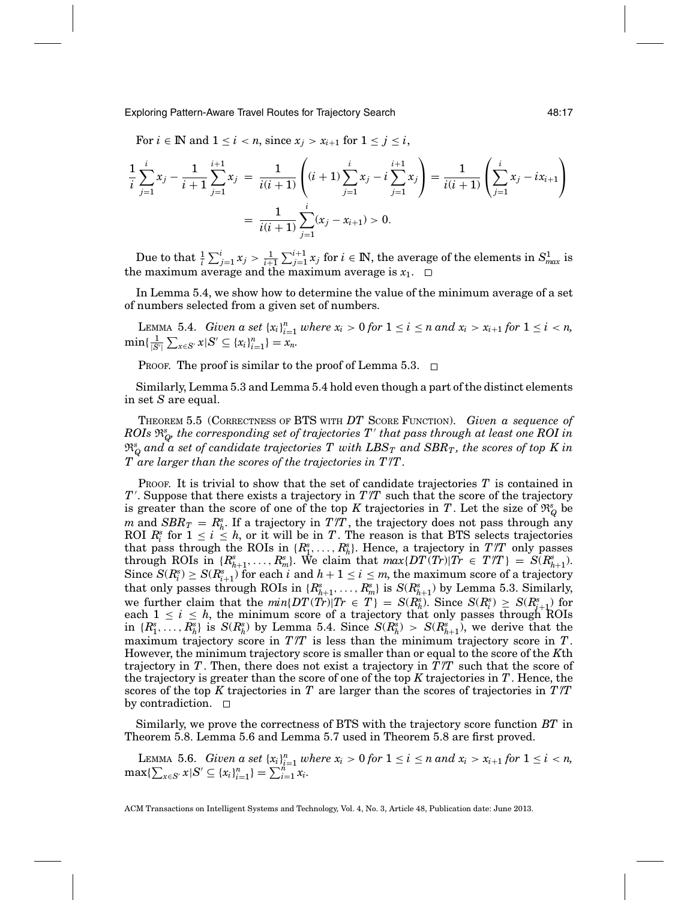For $i \in \mathbb{N}$ and $1 \leq i < n$, since $x_j > x_{i+1}$ for $1 \leq j \leq i$,

$$\frac{1}{i}\sum_{j=1}^{i} x_j - \frac{1}{i+1}\sum_{j=1}^{i+1} x_j = \frac{1}{i(i+1)}\left((i+1)\sum_{j=1}^{i} x_j - i\sum_{j=1}^{i+1} x_j\right) = \frac{1}{i(i+1)}\left(\sum_{j=1}^{i} x_j - ix_{i+1}\right)$$
$$= \frac{1}{i(i+1)}\sum_{j=1}^{i}(x_j - x_{i+1}) > 0.$$

Due to that $\frac{1}{i}\sum_{j=1}^{i} x_j > \frac{1}{i+1}\sum_{j=1}^{i+1} x_j$ for $i \in \mathbb{N}$, the average of the elements in $S^1_{max}$ is the maximum average and the maximum average is $x_1$. □

In Lemma 5.4, we show how to determine the value of the minimum average of a set of numbers selected from a given set of numbers.

LEMMA 5.4. *Given a set $\{x_i\}_{i=1}^n$ where $x_i > 0$ for $1 \leq i \leq n$ and $x_i > x_{i+1}$ for $1 \leq i < n$, $\min\{\frac{1}{|S'|}\sum_{x \in S'} x | S' \subseteq \{x_i\}_{i=1}^n\} = x_n$.*

PROOF. The proof is similar to the proof of Lemma 5.3. □

Similarly, Lemma 5.3 and Lemma 5.4 hold even though a part of the distinct elements in set $S$ are equal.

THEOREM 5.5 (CORRECTNESS OF BTS WITH $DT$ SCORE FUNCTION). *Given a sequence of ROIs $\Re^s_Q$, the corresponding set of trajectories $T'$ that pass through at least one ROI in $\Re^s_Q$ and a set of candidate trajectories $T$ with $LBS_T$ and $SBR_T$, the scores of top $K$ in $T$ are larger than the scores of the trajectories in $T'/T$.*

PROOF. It is trivial to show that the set of candidate trajectories $T$ is contained in $T'$. Suppose that there exists a trajectory in $T'/T$ such that the score of the trajectory is greater than the score of one of the top $K$ trajectories in $T$. Let the size of $\Re^s_Q$ be $m$ and $SBR_T = R^s_h$. If a trajectory in $T'/T$, the trajectory does not pass through any ROI $R^s_i$ for $1 \leq i \leq h$, or it will be in $T$. The reason is that BTS selects trajectories that pass through the ROIs in $\{R^s_1, \ldots, R^s_h\}$. Hence, a trajectory in $T'/T$ only passes through ROIs in $\{R^s_{h+1}, \ldots, R^s_m\}$. We claim that $max\{DT(Tr)|Tr \in T'/T\} = S(R^s_{h+1})$. Since $S(R^s_i) \geq S(R^s_{i+1})$ for each $i$ and $h+1 \leq i \leq m$, the maximum score of a trajectory that only passes through ROIs in $\{R^s_{h+1}, \ldots, R^s_m\}$ is $S(R^s_{h+1})$ by Lemma 5.3. Similarly, we further claim that the $min\{DT(Tr)|Tr \in T\} = S(R^s_h)$. Since $S(R^s_i) \geq S(R^s_{i+1})$ for each $1 \leq i \leq h$, the minimum score of a trajectory that only passes through ROIs in $\{R^s_1, \ldots, R^s_h\}$ is $S(R^s_h)$ by Lemma 5.4. Since $S(R^s_h) > S(R^s_{h+1})$, we derive that the maximum trajectory score in $T'/T$ is less than the minimum trajectory score in $T$. However, the minimum trajectory score is smaller than or equal to the score of the $K$th trajectory in $T$. Then, there does not exist a trajectory in $T'/T$ such that the score of the trajectory is greater than the score of one of the top $K$ trajectories in $T$. Hence, the scores of the top $K$ trajectories in $T$ are larger than the scores of trajectories in $T'/T$ by contradiction. □

Similarly, we prove the correctness of BTS with the trajectory score function $BT$ in Theorem 5.8. Lemma 5.6 and Lemma 5.7 used in Theorem 5.8 are first proved.

LEMMA 5.6. *Given a set $\{x_i\}_{i=1}^n$ where $x_i > 0$ for $1 \leq i \leq n$ and $x_i > x_{i+1}$ for $1 \leq i < n$, $\max\{\sum_{x \in S'} x | S' \subseteq \{x_i\}_{i=1}^n\} = \sum_{i=1}^n x_i$.*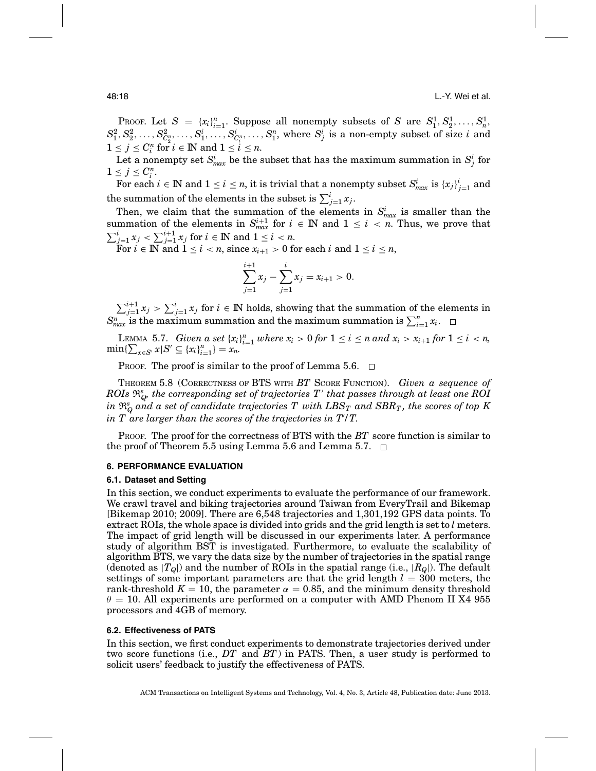PROOF. Let $S = \{x_i\}_{i=1}^n$. Suppose all nonempty subsets of $S$ are $S_1^1, S_2^1, \ldots, S_n^1$, $S_1^2, S_2^2, \ldots, S_{C_2^n}^2, \ldots, S_1^i, \ldots, S_{C_i^n}^i, \ldots, S_1^n$, where $S_j^i$ is a non-empty subset of size $i$ and $1 \leq j \leq C_i^n$ for $i \in \mathbb{N}$ and $1 \leq i \leq n$.

Let a nonempty set $S_{max}^i$ be the subset that has the maximum summation in $S_j^i$ for $1 \leq j \leq C_i^n$.

For each $i \in \mathbb{N}$ and $1 \leq i \leq n$, it is trivial that a nonempty subset $S_{max}^i$ is $\{x_j\}_{j=1}^i$ and the summation of the elements in the subset is $\sum_{j=1}^i x_j$.

Then, we claim that the summation of the elements in $S_{max}^i$ is smaller than the summation of the elements in $S_{max}^{i+1}$ for $i \in \mathbb{N}$ and $1 \leq i < n$. Thus, we prove that $\sum_{j=1}^i x_j < \sum_{j=1}^{i+1} x_j$ for $i \in \mathbb{N}$ and $1 \leq i < n$.

For $i \in \mathbb{N}$ and $1 \leq i < n$, since $x_{i+1} > 0$ for each $i$ and $1 \leq i \leq n$,

$$\sum_{j=1}^{i+1} x_j - \sum_{j=1}^{i} x_j = x_{i+1} > 0.$$

$\sum_{j=1}^{i+1} x_j > \sum_{j=1}^i x_j$ for $i \in \mathbb{N}$ holds, showing that the summation of the elements in $S_{max}^n$ is the maximum summation and the maximum summation is $\sum_{i=1}^n x_i$. □

LEMMA 5.7. *Given a set $\{x_i\}_{i=1}^n$ where $x_i > 0$ for $1 \leq i \leq n$ and $x_i > x_{i+1}$ for $1 \leq i < n$, $\min\{\sum_{x \in S'} x | S' \subseteq \{x_i\}_{i=1}^n\} = x_n$.*

PROOF. The proof is similar to the proof of Lemma 5.6. □

THEOREM 5.8 (CORRECTNESS OF BTS WITH *BT* SCORE FUNCTION). *Given a sequence of ROIs $\Re_Q^s$, the corresponding set of trajectories $T'$ that passes through at least one ROI in $\Re_Q^s$ and a set of candidate trajectories $T$ with $LBS_T$ and $SBR_T$, the scores of top $K$ in $T$ are larger than the scores of the trajectories in $T'/T$.*

PROOF. The proof for the correctness of BTS with the *BT* score function is similar to the proof of Theorem 5.5 using Lemma 5.6 and Lemma 5.7. □

## 6. PERFORMANCE EVALUATION

### 6.1. Dataset and Setting

In this section, we conduct experiments to evaluate the performance of our framework. We crawl travel and biking trajectories around Taiwan from EveryTrail and Bikemap [Bikemap 2010; 2009]. There are 6,548 trajectories and 1,301,192 GPS data points. To extract ROIs, the whole space is divided into grids and the grid length is set to $l$ meters. The impact of grid length will be discussed in our experiments later. A performance study of algorithm BST is investigated. Furthermore, to evaluate the scalability of algorithm BTS, we vary the data size by the number of trajectories in the spatial range (denoted as $|T_Q|$) and the number of ROIs in the spatial range (i.e., $|R_Q|$). The default settings of some important parameters are that the grid length $l = 300$ meters, the rank-threshold $K = 10$, the parameter $\alpha = 0.85$, and the minimum density threshold $\theta = 10$. All experiments are performed on a computer with AMD Phenom II X4 955 processors and 4GB of memory.

### 6.2. Effectiveness of PATS

In this section, we first conduct experiments to demonstrate trajectories derived under two score functions (i.e., *DT* and *BT*) in PATS. Then, a user study is performed to solicit users' feedback to justify the effectiveness of PATS.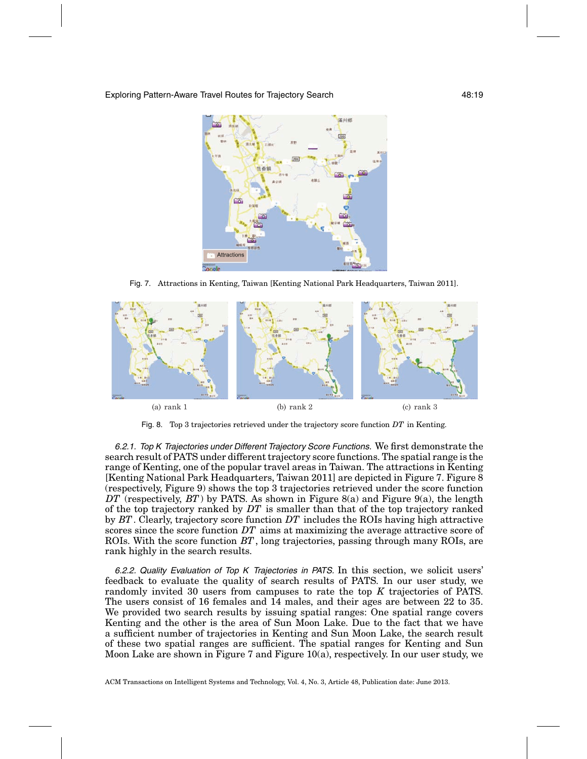Fig. 7. Attractions in Kenting, Taiwan [Kenting National Park Headquarters, Taiwan 2011].

(a) rank 1 (b) rank 2 (c) rank 3

Fig. 8. Top 3 trajectories retrieved under the trajectory score function $DT$ in Kenting.

*6.2.1. Top K Trajectories under Different Trajectory Score Functions.* We first demonstrate the search result of PATS under different trajectory score functions. The spatial range is the range of Kenting, one of the popular travel areas in Taiwan. The attractions in Kenting [Kenting National Park Headquarters, Taiwan 2011] are depicted in Figure 7. Figure 8 (respectively, Figure 9) shows the top 3 trajectories retrieved under the score function $DT$ (respectively, $BT$) by PATS. As shown in Figure 8(a) and Figure 9(a), the length of the top trajectory ranked by $DT$ is smaller than that of the top trajectory ranked by $BT$. Clearly, trajectory score function $DT$ includes the ROIs having high attractive scores since the score function $DT$ aims at maximizing the average attractive score of ROIs. With the score function $BT$, long trajectories, passing through many ROIs, are rank highly in the search results.

*6.2.2. Quality Evaluation of Top K Trajectories in PATS.* In this section, we solicit users' feedback to evaluate the quality of search results of PATS. In our user study, we randomly invited 30 users from campuses to rate the top $K$ trajectories of PATS. The users consist of 16 females and 14 males, and their ages are between 22 to 35. We provided two search results by issuing spatial ranges: One spatial range covers Kenting and the other is the area of Sun Moon Lake. Due to the fact that we have a sufficient number of trajectories in Kenting and Sun Moon Lake, the search result of these two spatial ranges are sufficient. The spatial ranges for Kenting and Sun Moon Lake are shown in Figure 7 and Figure 10(a), respectively. In our user study, we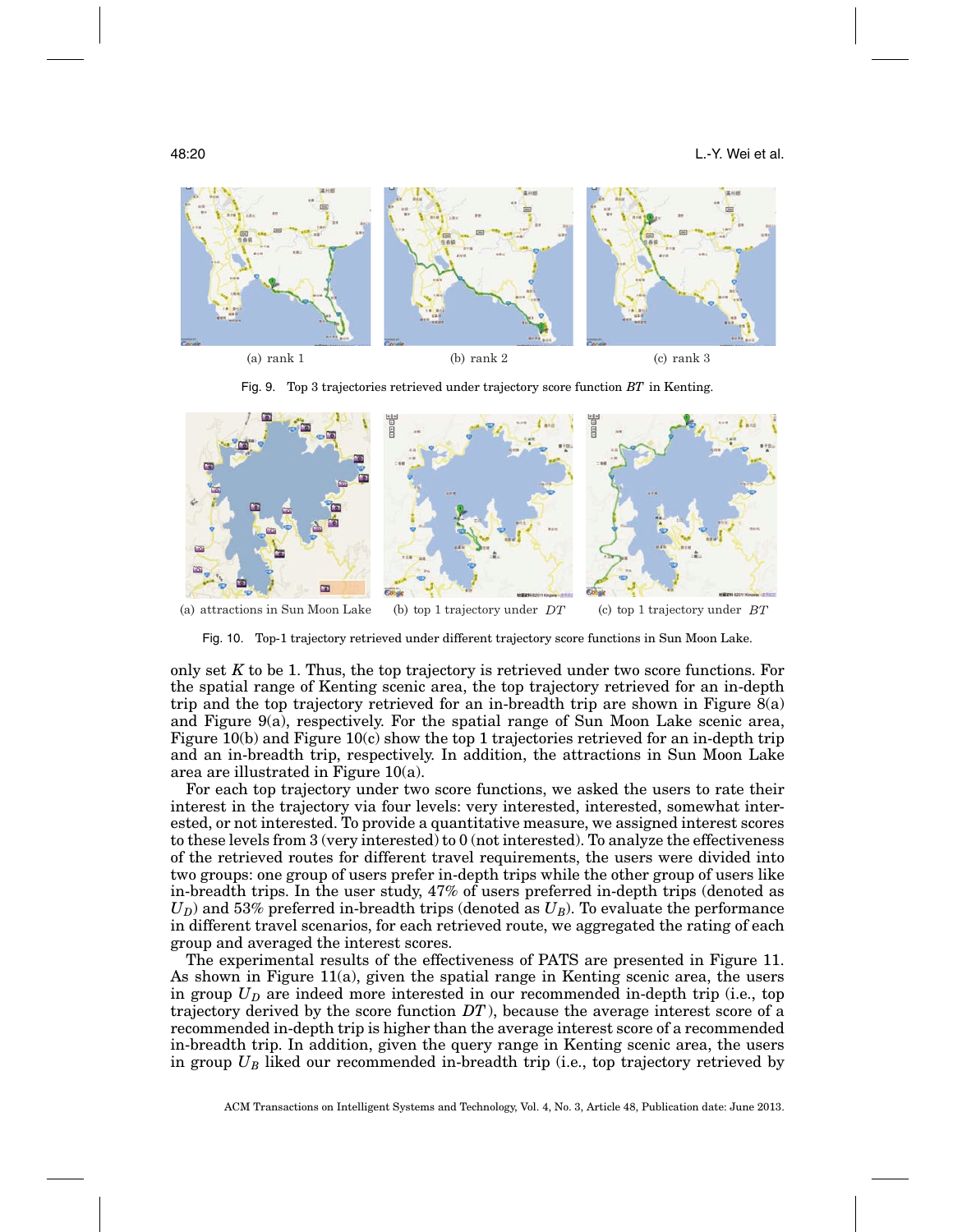(a) rank 1 (b) rank 2 (c) rank 3

Fig. 9. Top 3 trajectories retrieved under trajectory score function *BT* in Kenting.

(a) attractions in Sun Moon Lake (b) top 1 trajectory under *DT* (c) top 1 trajectory under *BT*

Fig. 10. Top-1 trajectory retrieved under different trajectory score functions in Sun Moon Lake.

only set $K$ to be 1. Thus, the top trajectory is retrieved under two score functions. For the spatial range of Kenting scenic area, the top trajectory retrieved for an in-depth trip and the top trajectory retrieved for an in-breadth trip are shown in Figure 8(a) and Figure 9(a), respectively. For the spatial range of Sun Moon Lake scenic area, Figure 10(b) and Figure 10(c) show the top 1 trajectories retrieved for an in-depth trip and an in-breadth trip, respectively. In addition, the attractions in Sun Moon Lake area are illustrated in Figure 10(a).

For each top trajectory under two score functions, we asked the users to rate their interest in the trajectory via four levels: very interested, interested, somewhat interested, or not interested. To provide a quantitative measure, we assigned interest scores to these levels from 3 (very interested) to 0 (not interested). To analyze the effectiveness of the retrieved routes for different travel requirements, the users were divided into two groups: one group of users prefer in-depth trips while the other group of users like in-breadth trips. In the user study, 47% of users preferred in-depth trips (denoted as $U_D$) and 53% preferred in-breadth trips (denoted as $U_B$). To evaluate the performance in different travel scenarios, for each retrieved route, we aggregated the rating of each group and averaged the interest scores.

The experimental results of the effectiveness of PATS are presented in Figure 11. As shown in Figure 11(a), given the spatial range in Kenting scenic area, the users in group $U_D$ are indeed more interested in our recommended in-depth trip (i.e., top trajectory derived by the score function *DT*), because the average interest score of a recommended in-depth trip is higher than the average interest score of a recommended in-breadth trip. In addition, given the query range in Kenting scenic area, the users in group $U_B$ liked our recommended in-breadth trip (i.e., top trajectory retrieved by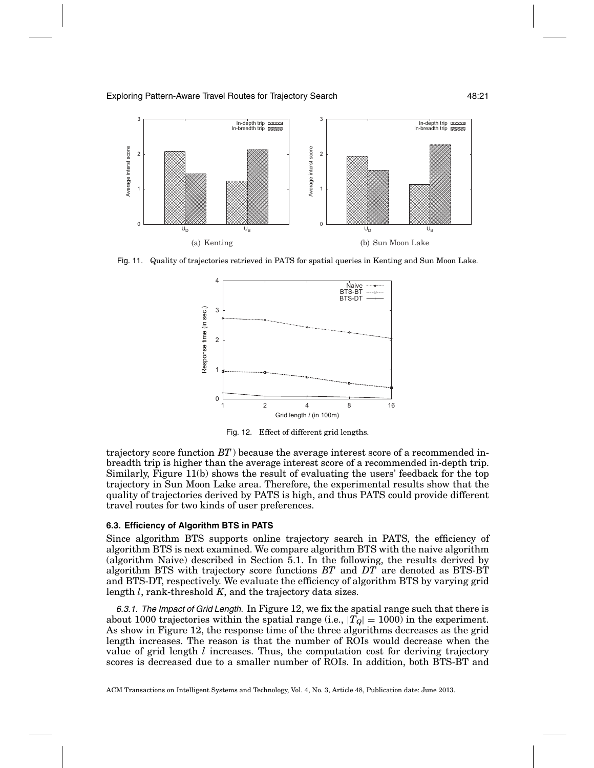Fig. 11. Quality of trajectories retrieved in PATS for spatial queries in Kenting and Sun Moon Lake.

(a) Kenting

(b) Sun Moon Lake

Fig. 12. Effect of different grid lengths.

trajectory score function $BT$) because the average interest score of a recommended in-breadth trip is higher than the average interest score of a recommended in-depth trip. Similarly, Figure 11(b) shows the result of evaluating the users' feedback for the top trajectory in Sun Moon Lake area. Therefore, the experimental results show that the quality of trajectories derived by PATS is high, and thus PATS could provide different travel routes for two kinds of user preferences.

### 6.3. Efficiency of Algorithm BTS in PATS

Since algorithm BTS supports online trajectory search in PATS, the efficiency of algorithm BTS is next examined. We compare algorithm BTS with the naive algorithm (algorithm Naive) described in Section 5.1. In the following, the results derived by algorithm BTS with trajectory score functions $BT$ and $DT$ are denoted as BTS-BT and BTS-DT, respectively. We evaluate the efficiency of algorithm BTS by varying grid length $l$, rank-threshold $K$, and the trajectory data sizes.

*6.3.1. The Impact of Grid Length.* In Figure 12, we fix the spatial range such that there is about 1000 trajectories within the spatial range (i.e., $|T_Q| = 1000$) in the experiment. As show in Figure 12, the response time of the three algorithms decreases as the grid length increases. The reason is that the number of ROIs would decrease when the value of grid length $l$ increases. Thus, the computation cost for deriving trajectory scores is decreased due to a smaller number of ROIs. In addition, both BTS-BT and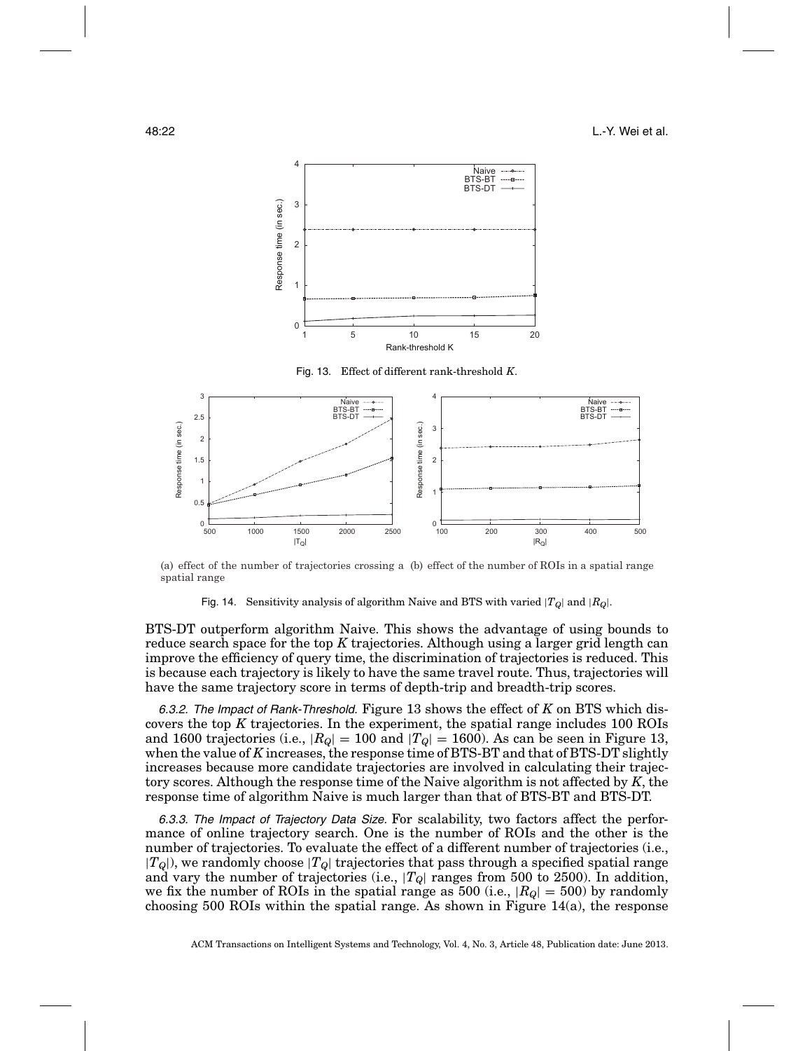Fig. 13. Effect of different rank-threshold $K$.

(a) effect of the number of trajectories crossing a spatial range

(b) effect of the number of ROIs in a spatial range

Fig. 14. Sensitivity analysis of algorithm Naive and BTS with varied $|T_Q|$ and $|R_Q|$.

BTS-DT outperform algorithm Naive. This shows the advantage of using bounds to reduce search space for the top $K$ trajectories. Although using a larger grid length can improve the efficiency of query time, the discrimination of trajectories is reduced. This is because each trajectory is likely to have the same travel route. Thus, trajectories will have the same trajectory score in terms of depth-trip and breadth-trip scores.

*6.3.2. The Impact of Rank-Threshold.* Figure 13 shows the effect of $K$ on BTS which discovers the top $K$ trajectories. In the experiment, the spatial range includes 100 ROIs and 1600 trajectories (i.e., $|R_Q| = 100$ and $|T_Q| = 1600$). As can be seen in Figure 13, when the value of $K$ increases, the response time of BTS-BT and that of BTS-DT slightly increases because more candidate trajectories are involved in calculating their trajectory scores. Although the response time of the Naive algorithm is not affected by $K$, the response time of algorithm Naive is much larger than that of BTS-BT and BTS-DT.

*6.3.3. The Impact of Trajectory Data Size.* For scalability, two factors affect the performance of online trajectory search. One is the number of ROIs and the other is the number of trajectories. To evaluate the effect of a different number of trajectories (i.e., $|T_Q|$), we randomly choose $|T_Q|$ trajectories that pass through a specified spatial range and vary the number of trajectories (i.e., $|T_Q|$ ranges from 500 to 2500). In addition, we fix the number of ROIs in the spatial range as 500 (i.e., $|R_Q| = 500$) by randomly choosing 500 ROIs within the spatial range. As shown in Figure 14(a), the response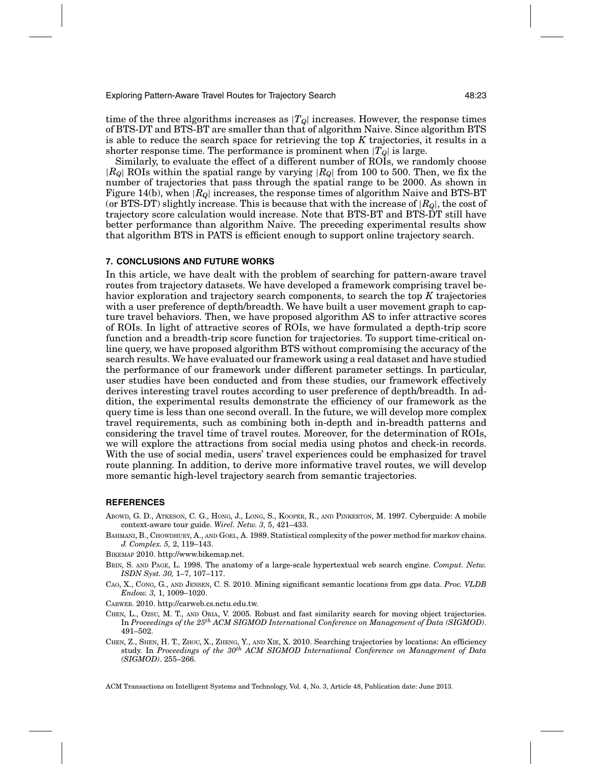time of the three algorithms increases as $|T_Q|$ increases. However, the response times of BTS-DT and BTS-BT are smaller than that of algorithm Naive. Since algorithm BTS is able to reduce the search space for retrieving the top $K$ trajectories, it results in a shorter response time. The performance is prominent when $|T_Q|$ is large.

Similarly, to evaluate the effect of a different number of ROIs, we randomly choose $|R_Q|$ ROIs within the spatial range by varying $|R_Q|$ from 100 to 500. Then, we fix the number of trajectories that pass through the spatial range to be 2000. As shown in Figure 14(b), when $|R_Q|$ increases, the response times of algorithm Naive and BTS-BT (or BTS-DT) slightly increase. This is because that with the increase of $|R_Q|$, the cost of trajectory score calculation would increase. Note that BTS-BT and BTS-DT still have better performance than algorithm Naive. The preceding experimental results show that algorithm BTS in PATS is efficient enough to support online trajectory search.

## 7. CONCLUSIONS AND FUTURE WORKS

In this article, we have dealt with the problem of searching for pattern-aware travel routes from trajectory datasets. We have developed a framework comprising travel behavior exploration and trajectory search components, to search the top $K$ trajectories with a user preference of depth/breadth. We have built a user movement graph to capture travel behaviors. Then, we have proposed algorithm AS to infer attractive scores of ROIs. In light of attractive scores of ROIs, we have formulated a depth-trip score function and a breadth-trip score function for trajectories. To support time-critical online query, we have proposed algorithm BTS without compromising the accuracy of the search results. We have evaluated our framework using a real dataset and have studied the performance of our framework under different parameter settings. In particular, user studies have been conducted and from these studies, our framework effectively derives interesting travel routes according to user preference of depth/breadth. In addition, the experimental results demonstrate the efficiency of our framework as the query time is less than one second overall. In the future, we will develop more complex travel requirements, such as combining both in-depth and in-breadth patterns and considering the travel time of travel routes. Moreover, for the determination of ROIs, we will explore the attractions from social media using photos and check-in records. With the use of social media, users' travel experiences could be emphasized for travel route planning. In addition, to derive more informative travel routes, we will develop more semantic high-level trajectory search from semantic trajectories.

## REFERENCES

ABOWD, G. D., ATKESON, C. G., HONG, J., LONG, S., KOOPER, R., AND PINKERTON, M. 1997. Cyberguide: A mobile context-aware tour guide. *Wirel. Netw. 3,* 5, 421–433.

BAHMANI, B., CHOWDHURY, A., AND GOEL, A. 1989. Statistical complexity of the power method for markov chains. *J. Complex. 5,* 2, 119–143.

BIKEMAP 2010. http://www.bikemap.net.

BRIN, S. AND PAGE, L. 1998. The anatomy of a large-scale hypertextual web search engine. *Comput. Netw. ISDN Syst. 30,* 1–7, 107–117.

CAO, X., CONG, G., AND JENSEN, C. S. 2010. Mining significant semantic locations from gps data. *Proc. VLDB Endow. 3,* 1, 1009–1020.

CARWEB. 2010. http://carweb.cs.nctu.edu.tw.

CHEN, L., OZSU, M. T., AND ORIA, V. 2005. Robust and fast similarity search for moving object trajectories. In *Proceedings of the 25th ACM SIGMOD International Conference on Management of Data (SIGMOD)*. 491–502.

CHEN, Z., SHEN, H. T., ZHOU, X., ZHENG, Y., AND XIE, X. 2010. Searching trajectories by locations: An efficiency study. In *Proceedings of the 30th ACM SIGMOD International Conference on Management of Data (SIGMOD)*. 255–266.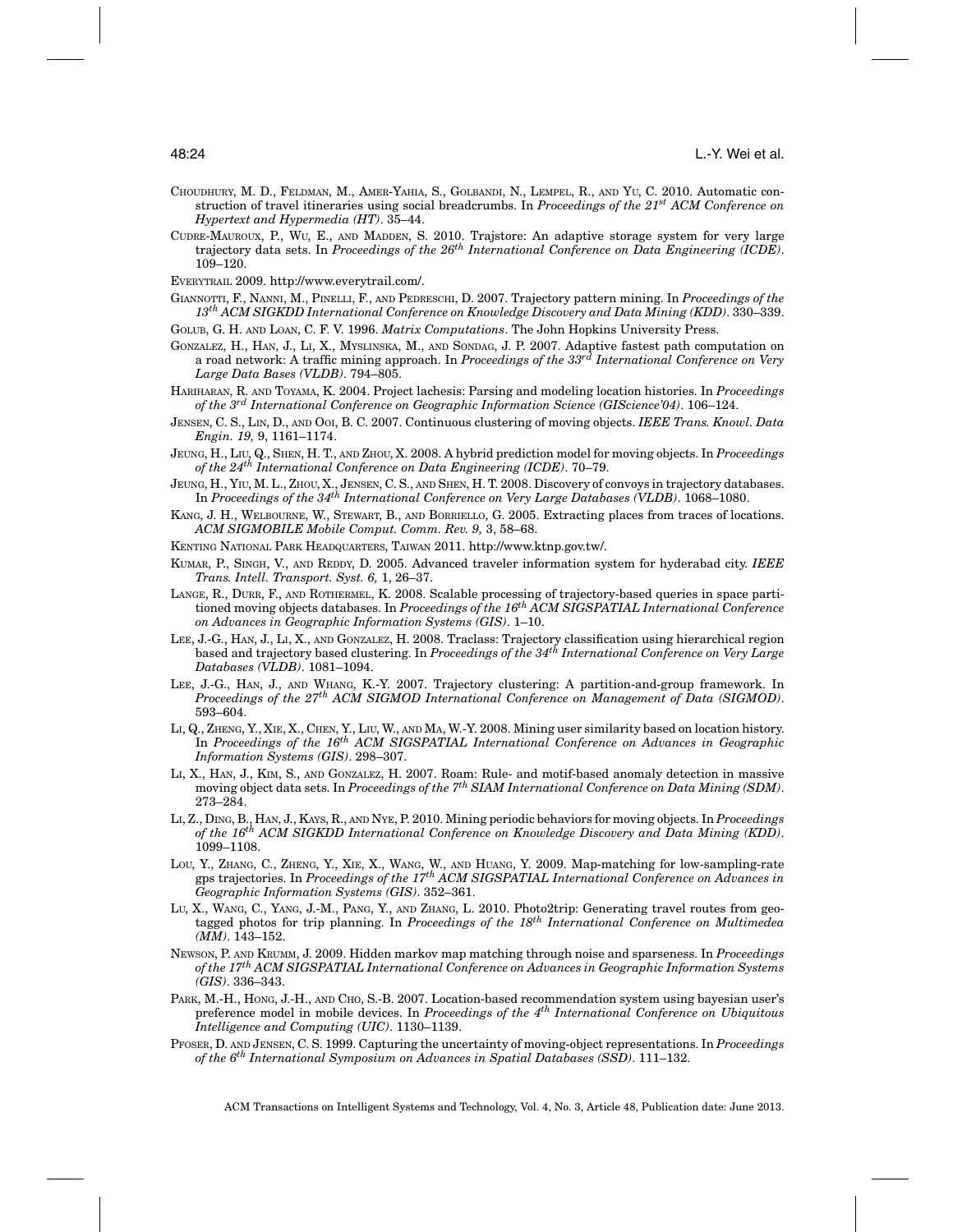Choudhury, M. D., Feldman, M., Amer-Yahia, S., Golbandi, N., Lempel, R., and Yu, C. 2010. Automatic construction of travel itineraries using social breadcrumbs. In *Proceedings of the 21st ACM Conference on Hypertext and Hypermedia (HT)*. 35–44.

Cudre-Mauroux, P., Wu, E., and Madden, S. 2010. Trajstore: An adaptive storage system for very large trajectory data sets. In *Proceedings of the 26th International Conference on Data Engineering (ICDE)*. 109–120.

Everytrail 2009. http://www.everytrail.com/.

Giannotti, F., Nanni, M., Pinelli, F., and Pedreschi, D. 2007. Trajectory pattern mining. In *Proceedings of the 13th ACM SIGKDD International Conference on Knowledge Discovery and Data Mining (KDD)*. 330–339.

Golub, G. H. and Loan, C. F. V. 1996. *Matrix Computations*. The John Hopkins University Press.

Gonzalez, H., Han, J., Li, X., Myslinska, M., and Sondag, J. P. 2007. Adaptive fastest path computation on a road network: A traffic mining approach. In *Proceedings of the 33rd International Conference on Very Large Data Bases (VLDB)*. 794–805.

Hariharan, R. and Toyama, K. 2004. Project lachesis: Parsing and modeling location histories. In *Proceedings of the 3rd International Conference on Geographic Information Science (GIScience'04)*. 106–124.

Jensen, C. S., Lin, D., and Ooi, B. C. 2007. Continuous clustering of moving objects. *IEEE Trans. Knowl. Data Engin. 19,* 9, 1161–1174.

Jeung, H., Liu, Q., Shen, H. T., and Zhou, X. 2008. A hybrid prediction model for moving objects. In *Proceedings of the 24th International Conference on Data Engineering (ICDE)*. 70–79.

Jeung, H., Yiu, M. L., Zhou, X., Jensen, C. S., and Shen, H. T. 2008. Discovery of convoys in trajectory databases. In *Proceedings of the 34th International Conference on Very Large Databases (VLDB)*. 1068–1080.

Kang, J. H., Welbourne, W., Stewart, B., and Borriello, G. 2005. Extracting places from traces of locations. *ACM SIGMOBILE Mobile Comput. Comm. Rev. 9,* 3, 58–68.

Kenting National Park Headquarters, Taiwan 2011. http://www.ktnp.gov.tw/.

Kumar, P., Singh, V., and Reddy, D. 2005. Advanced traveler information system for hyderabad city. *IEEE Trans. Intell. Transport. Syst. 6,* 1, 26–37.

Lange, R., Durr, F., and Rothermel, K. 2008. Scalable processing of trajectory-based queries in space partitioned moving objects databases. In *Proceedings of the 16th ACM SIGSPATIAL International Conference on Advances in Geographic Information Systems (GIS)*. 1–10.

Lee, J.-G., Han, J., Li, X., and Gonzalez, H. 2008. Traclass: Trajectory classification using hierarchical region based and trajectory based clustering. In *Proceedings of the 34th International Conference on Very Large Databases (VLDB)*. 1081–1094.

Lee, J.-G., Han, J., and Whang, K.-Y. 2007. Trajectory clustering: A partition-and-group framework. In *Proceedings of the 27th ACM SIGMOD International Conference on Management of Data (SIGMOD)*. 593–604.

Li, Q., Zheng, Y., Xie, X., Chen, Y., Liu, W., and Ma, W.-Y. 2008. Mining user similarity based on location history. In *Proceedings of the 16th ACM SIGSPATIAL International Conference on Advances in Geographic Information Systems (GIS)*. 298–307.

Li, X., Han, J., Kim, S., and Gonzalez, H. 2007. Roam: Rule- and motif-based anomaly detection in massive moving object data sets. In *Proceedings of the 7th SIAM International Conference on Data Mining (SDM)*. 273–284.

Li, Z., Ding, B., Han, J., Kays, R., and Nye, P. 2010. Mining periodic behaviors for moving objects. In *Proceedings of the 16th ACM SIGKDD International Conference on Knowledge Discovery and Data Mining (KDD)*. 1099–1108.

Lou, Y., Zhang, C., Zheng, Y., Xie, X., Wang, W., and Huang, Y. 2009. Map-matching for low-sampling-rate gps trajectories. In *Proceedings of the 17th ACM SIGSPATIAL International Conference on Advances in Geographic Information Systems (GIS)*. 352–361.

Lu, X., Wang, C., Yang, J.-M., Pang, Y., and Zhang, L. 2010. Photo2trip: Generating travel routes from geotagged photos for trip planning. In *Proceedings of the 18th International Conference on Multimedea (MM)*. 143–152.

Newson, P. and Krumm, J. 2009. Hidden markov map matching through noise and sparseness. In *Proceedings of the 17th ACM SIGSPATIAL International Conference on Advances in Geographic Information Systems (GIS)*. 336–343.

Park, M.-H., Hong, J.-H., and Cho, S.-B. 2007. Location-based recommendation system using bayesian user's preference model in mobile devices. In *Proceedings of the 4th International Conference on Ubiquitous Intelligence and Computing (UIC)*. 1130–1139.

Pfoser, D. and Jensen, C. S. 1999. Capturing the uncertainty of moving-object representations. In *Proceedings of the 6th International Symposium on Advances in Spatial Databases (SSD)*. 111–132.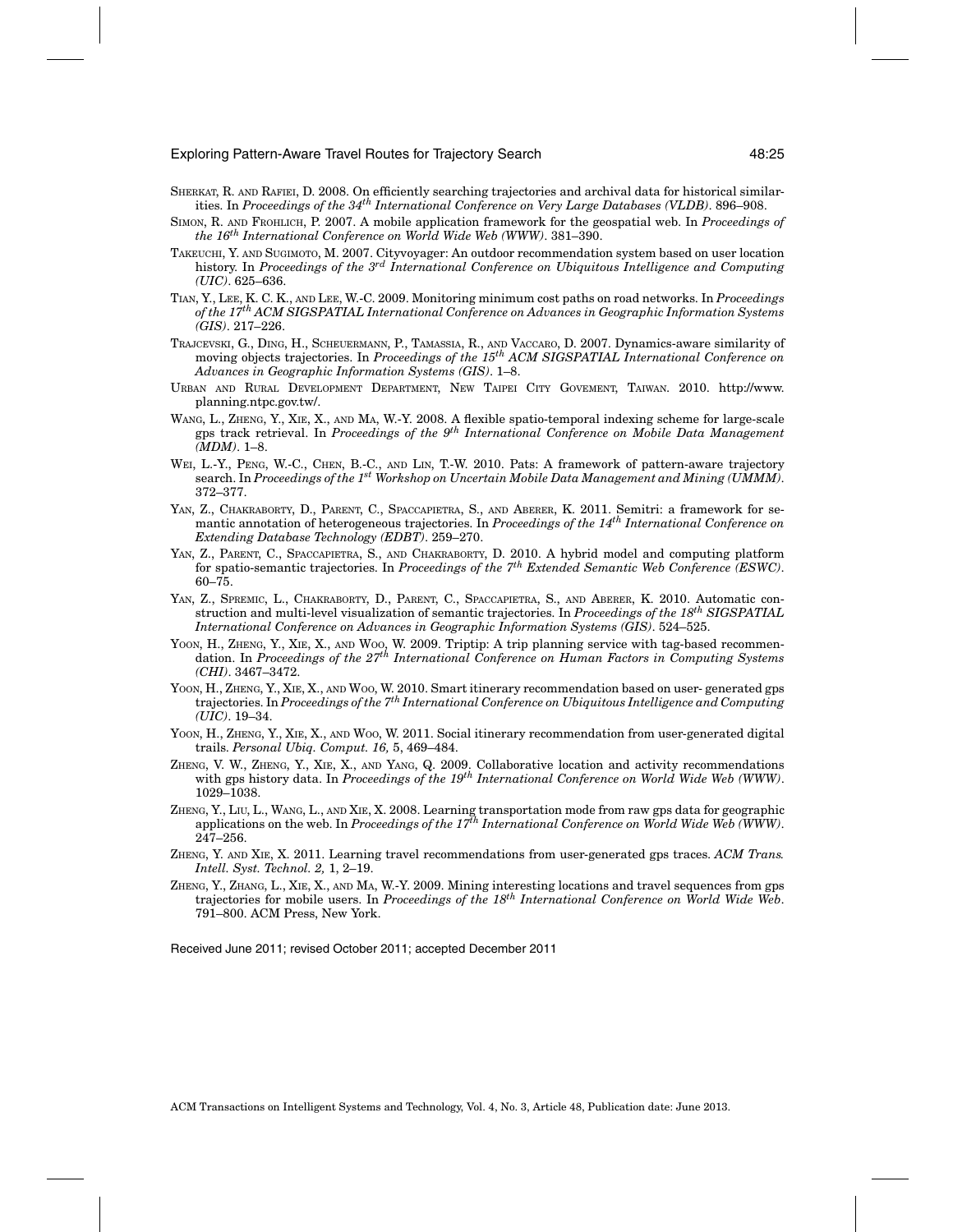SHERKAT, R. AND RAFIEI, D. 2008. On efficiently searching trajectories and archival data for historical similarities. In *Proceedings of the 34th International Conference on Very Large Databases (VLDB)*. 896–908.

SIMON, R. AND FROHLICH, P. 2007. A mobile application framework for the geospatial web. In *Proceedings of the 16th International Conference on World Wide Web (WWW)*. 381–390.

TAKEUCHI, Y. AND SUGIMOTO, M. 2007. Cityvoyager: An outdoor recommendation system based on user location history. In *Proceedings of the 3rd International Conference on Ubiquitous Intelligence and Computing (UIC)*. 625–636.

TIAN, Y., LEE, K. C. K., AND LEE, W.-C. 2009. Monitoring minimum cost paths on road networks. In *Proceedings of the 17th ACM SIGSPATIAL International Conference on Advances in Geographic Information Systems (GIS)*. 217–226.

TRAJCEVSKI, G., DING, H., SCHEUERMANN, P., TAMASSIA, R., AND VACCARO, D. 2007. Dynamics-aware similarity of moving objects trajectories. In *Proceedings of the 15th ACM SIGSPATIAL International Conference on Advances in Geographic Information Systems (GIS)*. 1–8.

URBAN AND RURAL DEVELOPMENT DEPARTMENT, NEW TAIPEI CITY GOVEMENT, TAIWAN. 2010. http://www.planning.ntpc.gov.tw/.

WANG, L., ZHENG, Y., XIE, X., AND MA, W.-Y. 2008. A flexible spatio-temporal indexing scheme for large-scale gps track retrieval. In *Proceedings of the 9th International Conference on Mobile Data Management (MDM)*. 1–8.

WEI, L.-Y., PENG, W.-C., CHEN, B.-C., AND LIN, T.-W. 2010. Pats: A framework of pattern-aware trajectory search. In *Proceedings of the 1st Workshop on Uncertain Mobile Data Management and Mining (UMMM)*. 372–377.

YAN, Z., CHAKRABORTY, D., PARENT, C., SPACCAPIETRA, S., AND ABERER, K. 2011. Semitri: a framework for semantic annotation of heterogeneous trajectories. In *Proceedings of the 14th International Conference on Extending Database Technology (EDBT)*. 259–270.

YAN, Z., PARENT, C., SPACCAPIETRA, S., AND CHAKRABORTY, D. 2010. A hybrid model and computing platform for spatio-semantic trajectories. In *Proceedings of the 7th Extended Semantic Web Conference (ESWC)*. 60–75.

YAN, Z., SPREMIC, L., CHAKRABORTY, D., PARENT, C., SPACCAPIETRA, S., AND ABERER, K. 2010. Automatic construction and multi-level visualization of semantic trajectories. In *Proceedings of the 18th SIGSPATIAL International Conference on Advances in Geographic Information Systems (GIS)*. 524–525.

YOON, H., ZHENG, Y., XIE, X., AND WOO, W. 2009. Triptip: A trip planning service with tag-based recommendation. In *Proceedings of the 27th International Conference on Human Factors in Computing Systems (CHI)*. 3467–3472.

YOON, H., ZHENG, Y., XIE, X., AND WOO, W. 2010. Smart itinerary recommendation based on user- generated gps trajectories. In *Proceedings of the 7th International Conference on Ubiquitous Intelligence and Computing (UIC)*. 19–34.

YOON, H., ZHENG, Y., XIE, X., AND WOO, W. 2011. Social itinerary recommendation from user-generated digital trails. *Personal Ubiq. Comput. 16,* 5, 469–484.

ZHENG, V. W., ZHENG, Y., XIE, X., AND YANG, Q. 2009. Collaborative location and activity recommendations with gps history data. In *Proceedings of the 19th International Conference on World Wide Web (WWW)*. 1029–1038.

ZHENG, Y., LIU, L., WANG, L., AND XIE, X. 2008. Learning transportation mode from raw gps data for geographic applications on the web. In *Proceedings of the 17th International Conference on World Wide Web (WWW)*. 247–256.

ZHENG, Y. AND XIE, X. 2011. Learning travel recommendations from user-generated gps traces. *ACM Trans. Intell. Syst. Technol. 2,* 1, 2–19.

ZHENG, Y., ZHANG, L., XIE, X., AND MA, W.-Y. 2009. Mining interesting locations and travel sequences from gps trajectories for mobile users. In *Proceedings of the 18th International Conference on World Wide Web*. 791–800. ACM Press, New York.

Received June 2011; revised October 2011; accepted December 2011